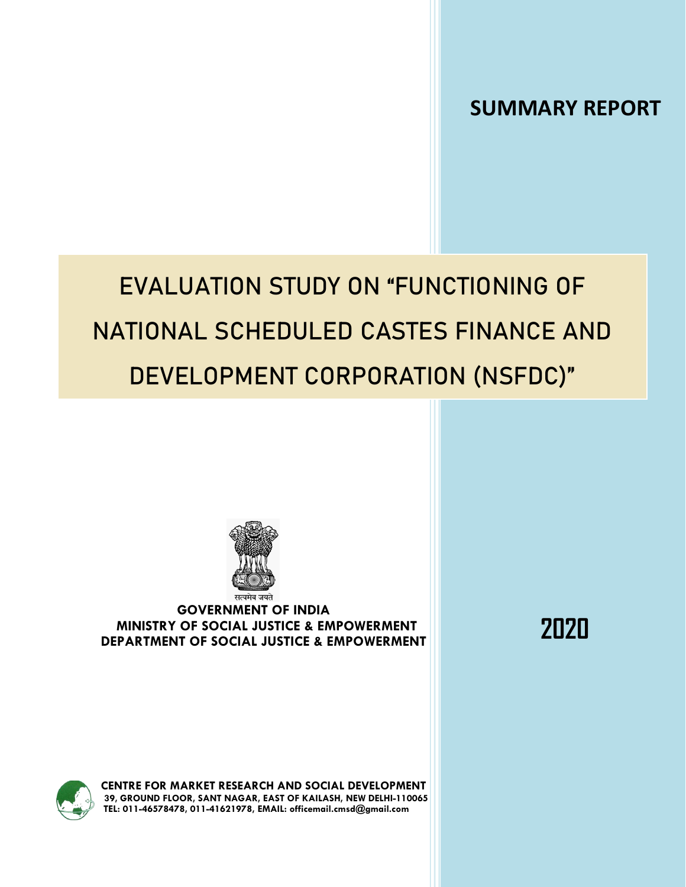## SUMMARY REPORT

# EVALUATION STUDY ON "FUNCTIONING OF NATIONAL SCHEDULED CASTES FINANCE AND DEVELOPMENT CORPORATION (NSFDC)"

सत्यमेव जयते

**GOVERNMENT OF INDIA**
**MINISTRY OF SOCIAL JUSTICE & EMPOWERMENT**
**DEPARTMENT OF SOCIAL JUSTICE & EMPOWERMENT**

**2020**

**CENTRE FOR MARKET RESEARCH AND SOCIAL DEVELOPMENT**
**39, GROUND FLOOR, SANT NAGAR, EAST OF KAILASH, NEW DELHI-110065**
**TEL: 011-46578478, 011-41621978, EMAIL: officemail.cmsd@gmail.com**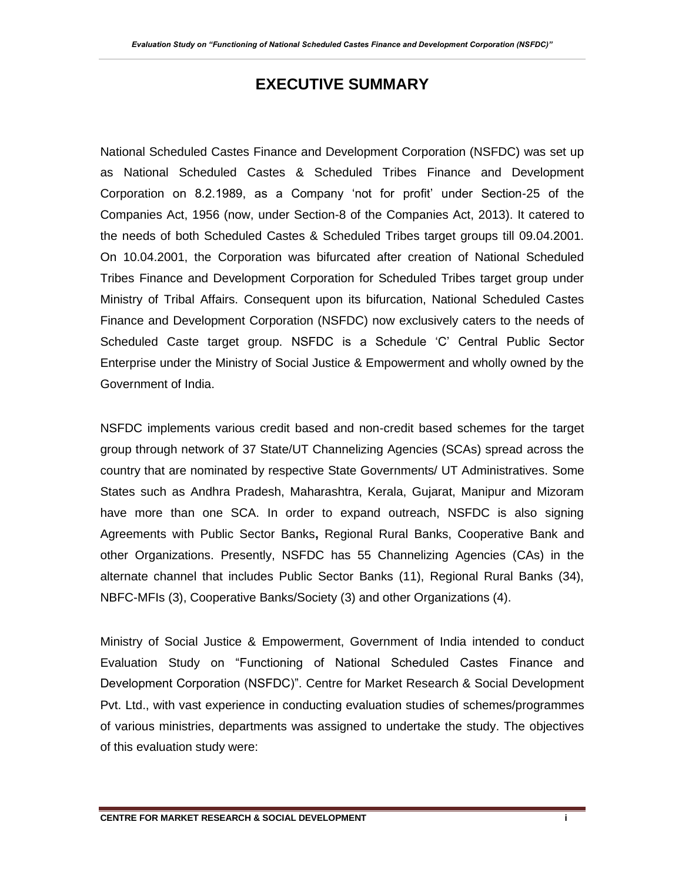# EXECUTIVE SUMMARY

National Scheduled Castes Finance and Development Corporation (NSFDC) was set up as National Scheduled Castes & Scheduled Tribes Finance and Development Corporation on 8.2.1989, as a Company 'not for profit' under Section-25 of the Companies Act, 1956 (now, under Section-8 of the Companies Act, 2013). It catered to the needs of both Scheduled Castes & Scheduled Tribes target groups till 09.04.2001. On 10.04.2001, the Corporation was bifurcated after creation of National Scheduled Tribes Finance and Development Corporation for Scheduled Tribes target group under Ministry of Tribal Affairs. Consequent upon its bifurcation, National Scheduled Castes Finance and Development Corporation (NSFDC) now exclusively caters to the needs of Scheduled Caste target group. NSFDC is a Schedule 'C' Central Public Sector Enterprise under the Ministry of Social Justice & Empowerment and wholly owned by the Government of India.

NSFDC implements various credit based and non-credit based schemes for the target group through network of 37 State/UT Channelizing Agencies (SCAs) spread across the country that are nominated by respective State Governments/ UT Administratives. Some States such as Andhra Pradesh, Maharashtra, Kerala, Gujarat, Manipur and Mizoram have more than one SCA. In order to expand outreach, NSFDC is also signing Agreements with Public Sector Banks**,** Regional Rural Banks, Cooperative Bank and other Organizations. Presently, NSFDC has 55 Channelizing Agencies (CAs) in the alternate channel that includes Public Sector Banks (11), Regional Rural Banks (34), NBFC-MFIs (3), Cooperative Banks/Society (3) and other Organizations (4).

Ministry of Social Justice & Empowerment, Government of India intended to conduct Evaluation Study on "Functioning of National Scheduled Castes Finance and Development Corporation (NSFDC)". Centre for Market Research & Social Development Pvt. Ltd., with vast experience in conducting evaluation studies of schemes/programmes of various ministries, departments was assigned to undertake the study. The objectives of this evaluation study were: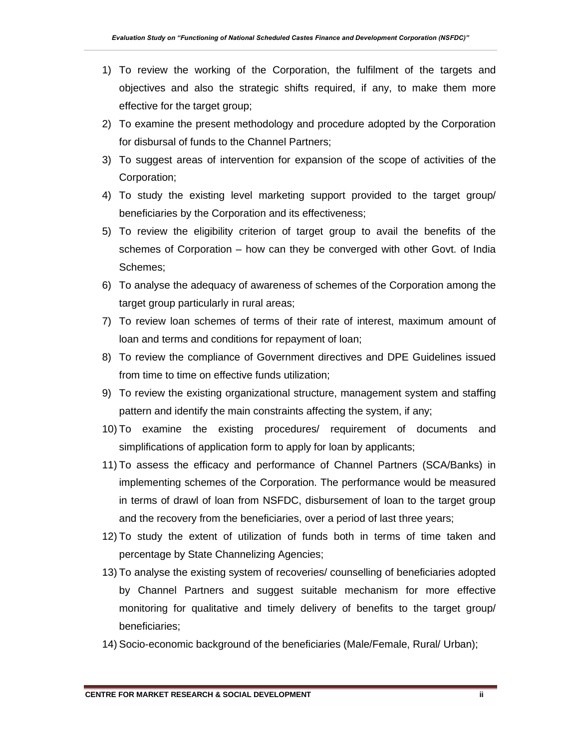1) To review the working of the Corporation, the fulfilment of the targets and objectives and also the strategic shifts required, if any, to make them more effective for the target group;
2) To examine the present methodology and procedure adopted by the Corporation for disbursal of funds to the Channel Partners;
3) To suggest areas of intervention for expansion of the scope of activities of the Corporation;
4) To study the existing level marketing support provided to the target group/ beneficiaries by the Corporation and its effectiveness;
5) To review the eligibility criterion of target group to avail the benefits of the schemes of Corporation – how can they be converged with other Govt. of India Schemes;
6) To analyse the adequacy of awareness of schemes of the Corporation among the target group particularly in rural areas;
7) To review loan schemes of terms of their rate of interest, maximum amount of loan and terms and conditions for repayment of loan;
8) To review the compliance of Government directives and DPE Guidelines issued from time to time on effective funds utilization;
9) To review the existing organizational structure, management system and staffing pattern and identify the main constraints affecting the system, if any;
10) To examine the existing procedures/ requirement of documents and simplifications of application form to apply for loan by applicants;
11) To assess the efficacy and performance of Channel Partners (SCA/Banks) in implementing schemes of the Corporation. The performance would be measured in terms of drawl of loan from NSFDC, disbursement of loan to the target group and the recovery from the beneficiaries, over a period of last three years;
12) To study the extent of utilization of funds both in terms of time taken and percentage by State Channelizing Agencies;
13) To analyse the existing system of recoveries/ counselling of beneficiaries adopted by Channel Partners and suggest suitable mechanism for more effective monitoring for qualitative and timely delivery of benefits to the target group/ beneficiaries;
14) Socio-economic background of the beneficiaries (Male/Female, Rural/ Urban);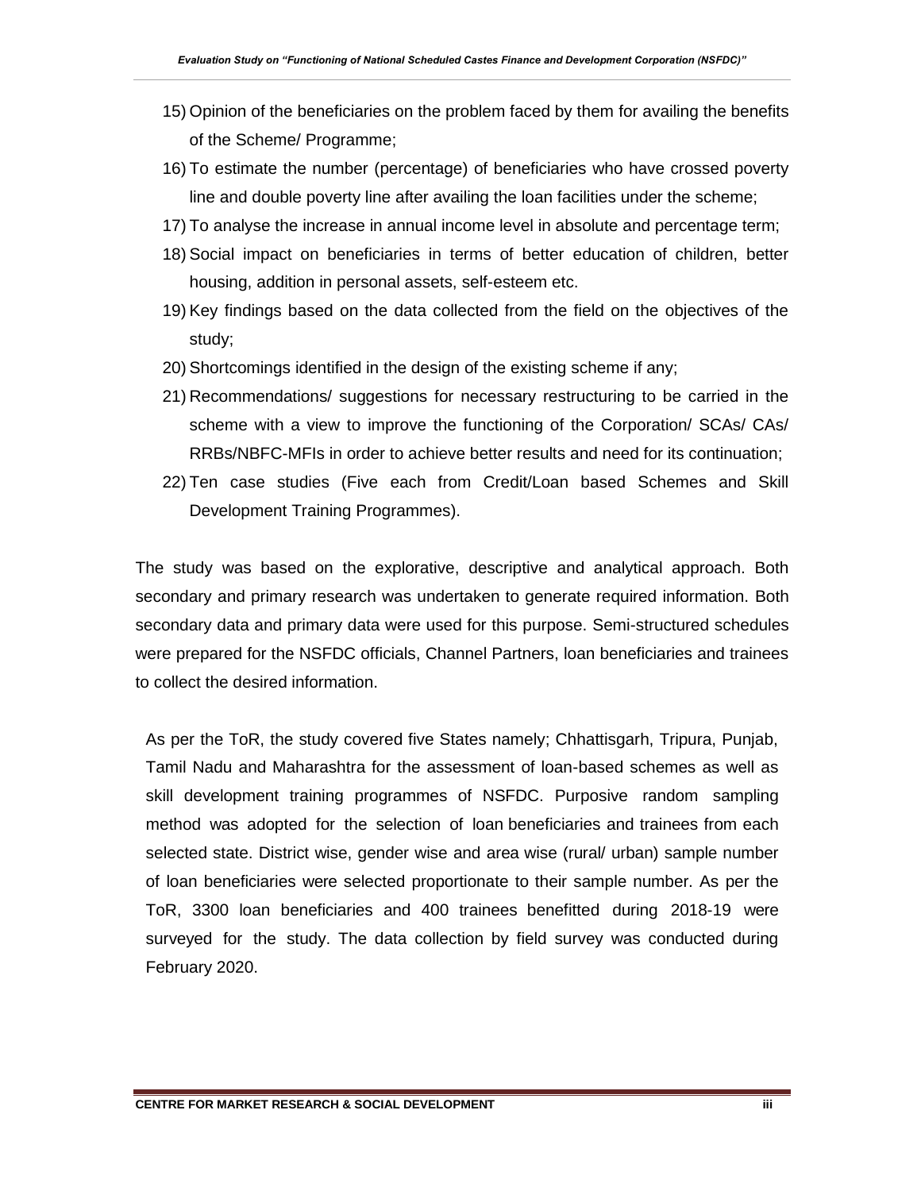15) Opinion of the beneficiaries on the problem faced by them for availing the benefits of the Scheme/ Programme;
16) To estimate the number (percentage) of beneficiaries who have crossed poverty line and double poverty line after availing the loan facilities under the scheme;
17) To analyse the increase in annual income level in absolute and percentage term;
18) Social impact on beneficiaries in terms of better education of children, better housing, addition in personal assets, self-esteem etc.
19) Key findings based on the data collected from the field on the objectives of the study;
20) Shortcomings identified in the design of the existing scheme if any;
21) Recommendations/ suggestions for necessary restructuring to be carried in the scheme with a view to improve the functioning of the Corporation/ SCAs/ CAs/ RRBs/NBFC-MFIs in order to achieve better results and need for its continuation;
22) Ten case studies (Five each from Credit/Loan based Schemes and Skill Development Training Programmes).

The study was based on the explorative, descriptive and analytical approach. Both secondary and primary research was undertaken to generate required information. Both secondary data and primary data were used for this purpose. Semi-structured schedules were prepared for the NSFDC officials, Channel Partners, loan beneficiaries and trainees to collect the desired information.

As per the ToR, the study covered five States namely; Chhattisgarh, Tripura, Punjab, Tamil Nadu and Maharashtra for the assessment of loan-based schemes as well as skill development training programmes of NSFDC. Purposive random sampling method was adopted for the selection of loan beneficiaries and trainees from each selected state. District wise, gender wise and area wise (rural/ urban) sample number of loan beneficiaries were selected proportionate to their sample number. As per the ToR, 3300 loan beneficiaries and 400 trainees benefitted during 2018-19 were surveyed for the study. The data collection by field survey was conducted during February 2020.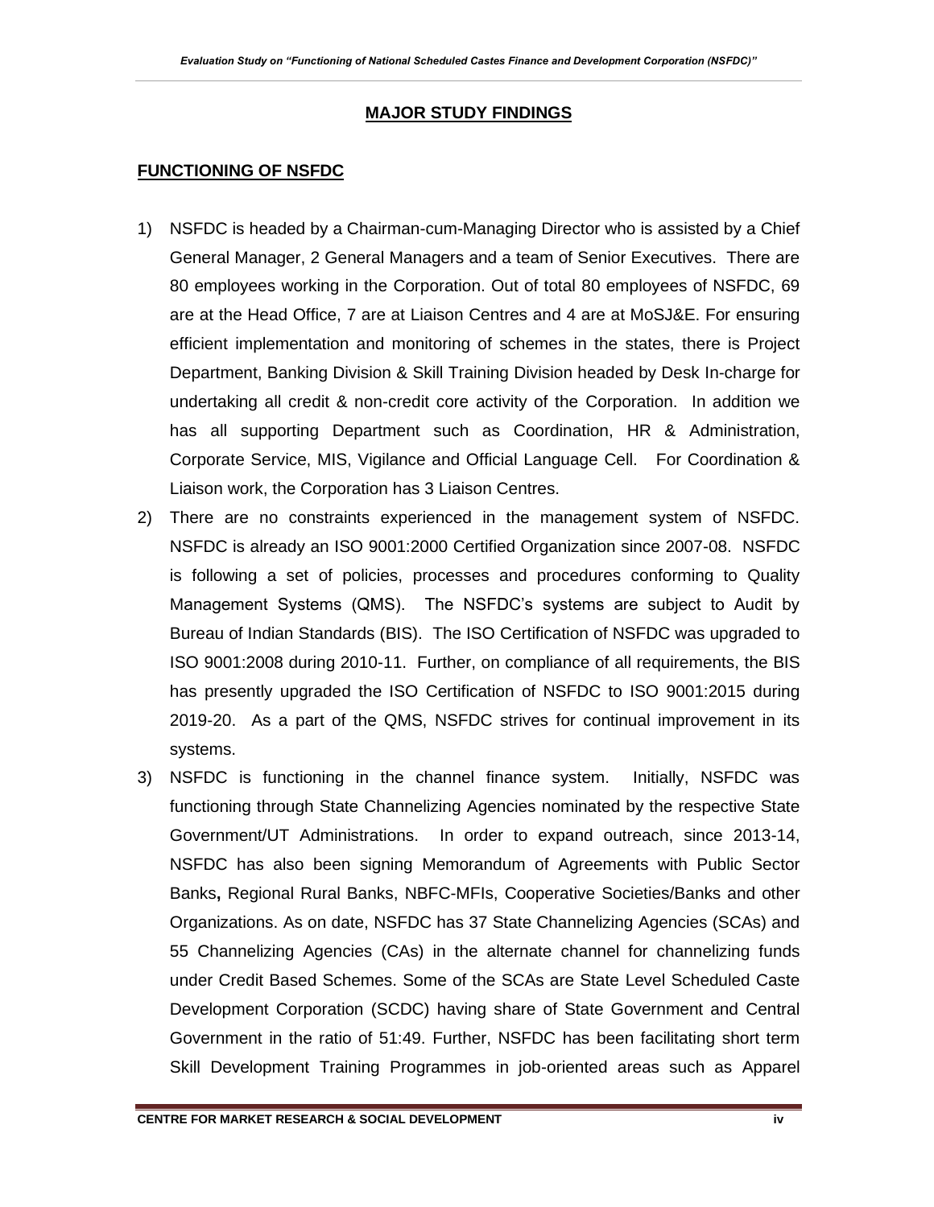## MAJOR STUDY FINDINGS

### FUNCTIONING OF NSFDC

1) NSFDC is headed by a Chairman-cum-Managing Director who is assisted by a Chief General Manager, 2 General Managers and a team of Senior Executives. There are 80 employees working in the Corporation. Out of total 80 employees of NSFDC, 69 are at the Head Office, 7 are at Liaison Centres and 4 are at MoSJ&E. For ensuring efficient implementation and monitoring of schemes in the states, there is Project Department, Banking Division & Skill Training Division headed by Desk In-charge for undertaking all credit & non-credit core activity of the Corporation. In addition we has all supporting Department such as Coordination, HR & Administration, Corporate Service, MIS, Vigilance and Official Language Cell. For Coordination & Liaison work, the Corporation has 3 Liaison Centres.
2) There are no constraints experienced in the management system of NSFDC. NSFDC is already an ISO 9001:2000 Certified Organization since 2007-08. NSFDC is following a set of policies, processes and procedures conforming to Quality Management Systems (QMS). The NSFDC's systems are subject to Audit by Bureau of Indian Standards (BIS). The ISO Certification of NSFDC was upgraded to ISO 9001:2008 during 2010-11. Further, on compliance of all requirements, the BIS has presently upgraded the ISO Certification of NSFDC to ISO 9001:2015 during 2019-20. As a part of the QMS, NSFDC strives for continual improvement in its systems.
3) NSFDC is functioning in the channel finance system. Initially, NSFDC was functioning through State Channelizing Agencies nominated by the respective State Government/UT Administrations. In order to expand outreach, since 2013-14, NSFDC has also been signing Memorandum of Agreements with Public Sector Banks**,** Regional Rural Banks, NBFC-MFIs, Cooperative Societies/Banks and other Organizations. As on date, NSFDC has 37 State Channelizing Agencies (SCAs) and 55 Channelizing Agencies (CAs) in the alternate channel for channelizing funds under Credit Based Schemes. Some of the SCAs are State Level Scheduled Caste Development Corporation (SCDC) having share of State Government and Central Government in the ratio of 51:49. Further, NSFDC has been facilitating short term Skill Development Training Programmes in job-oriented areas such as Apparel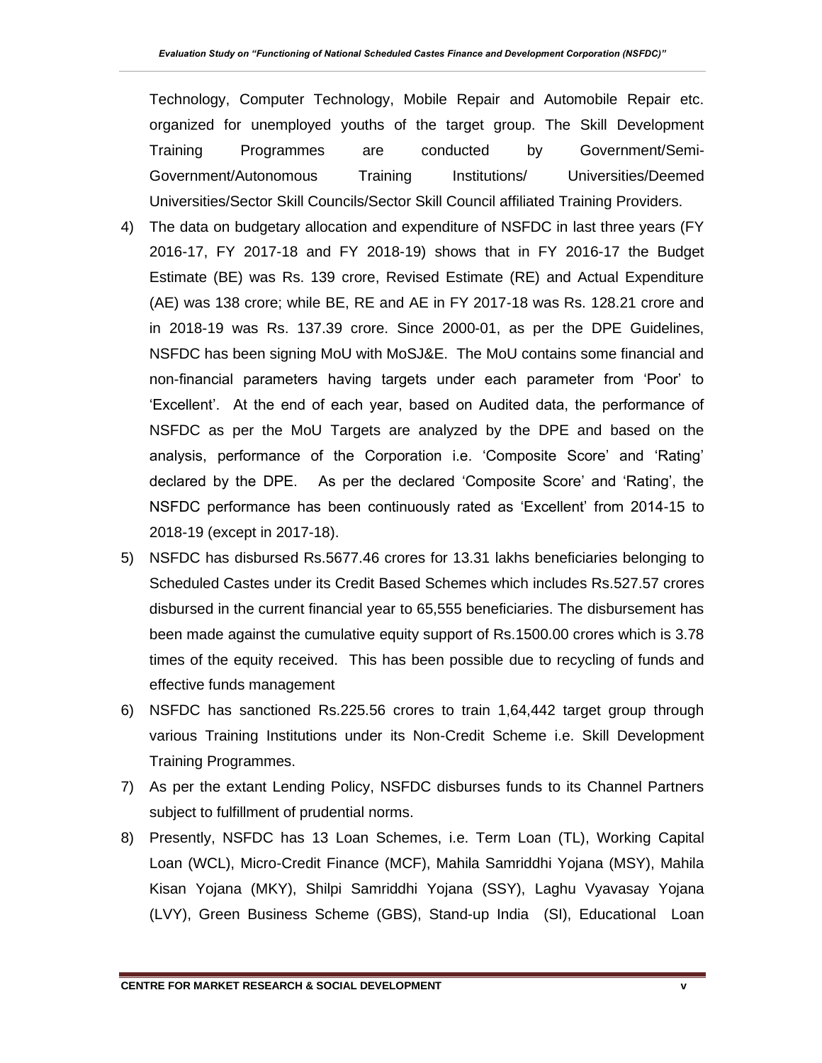Technology, Computer Technology, Mobile Repair and Automobile Repair etc. organized for unemployed youths of the target group. The Skill Development Training Programmes are conducted by Government/Semi-Government/Autonomous Training Institutions/ Universities/Deemed Universities/Sector Skill Councils/Sector Skill Council affiliated Training Providers.

4) The data on budgetary allocation and expenditure of NSFDC in last three years (FY 2016-17, FY 2017-18 and FY 2018-19) shows that in FY 2016-17 the Budget Estimate (BE) was Rs. 139 crore, Revised Estimate (RE) and Actual Expenditure (AE) was 138 crore; while BE, RE and AE in FY 2017-18 was Rs. 128.21 crore and in 2018-19 was Rs. 137.39 crore. Since 2000-01, as per the DPE Guidelines, NSFDC has been signing MoU with MoSJ&E. The MoU contains some financial and non-financial parameters having targets under each parameter from 'Poor' to 'Excellent'. At the end of each year, based on Audited data, the performance of NSFDC as per the MoU Targets are analyzed by the DPE and based on the analysis, performance of the Corporation i.e. 'Composite Score' and 'Rating' declared by the DPE. As per the declared 'Composite Score' and 'Rating', the NSFDC performance has been continuously rated as 'Excellent' from 2014-15 to 2018-19 (except in 2017-18).

5) NSFDC has disbursed Rs.5677.46 crores for 13.31 lakhs beneficiaries belonging to Scheduled Castes under its Credit Based Schemes which includes Rs.527.57 crores disbursed in the current financial year to 65,555 beneficiaries. The disbursement has been made against the cumulative equity support of Rs.1500.00 crores which is 3.78 times of the equity received. This has been possible due to recycling of funds and effective funds management

6) NSFDC has sanctioned Rs.225.56 crores to train 1,64,442 target group through various Training Institutions under its Non-Credit Scheme i.e. Skill Development Training Programmes.

7) As per the extant Lending Policy, NSFDC disburses funds to its Channel Partners subject to fulfillment of prudential norms.

8) Presently, NSFDC has 13 Loan Schemes, i.e. Term Loan (TL), Working Capital Loan (WCL), Micro-Credit Finance (MCF), Mahila Samriddhi Yojana (MSY), Mahila Kisan Yojana (MKY), Shilpi Samriddhi Yojana (SSY), Laghu Vyavasay Yojana (LVY), Green Business Scheme (GBS), Stand-up India (SI), Educational Loan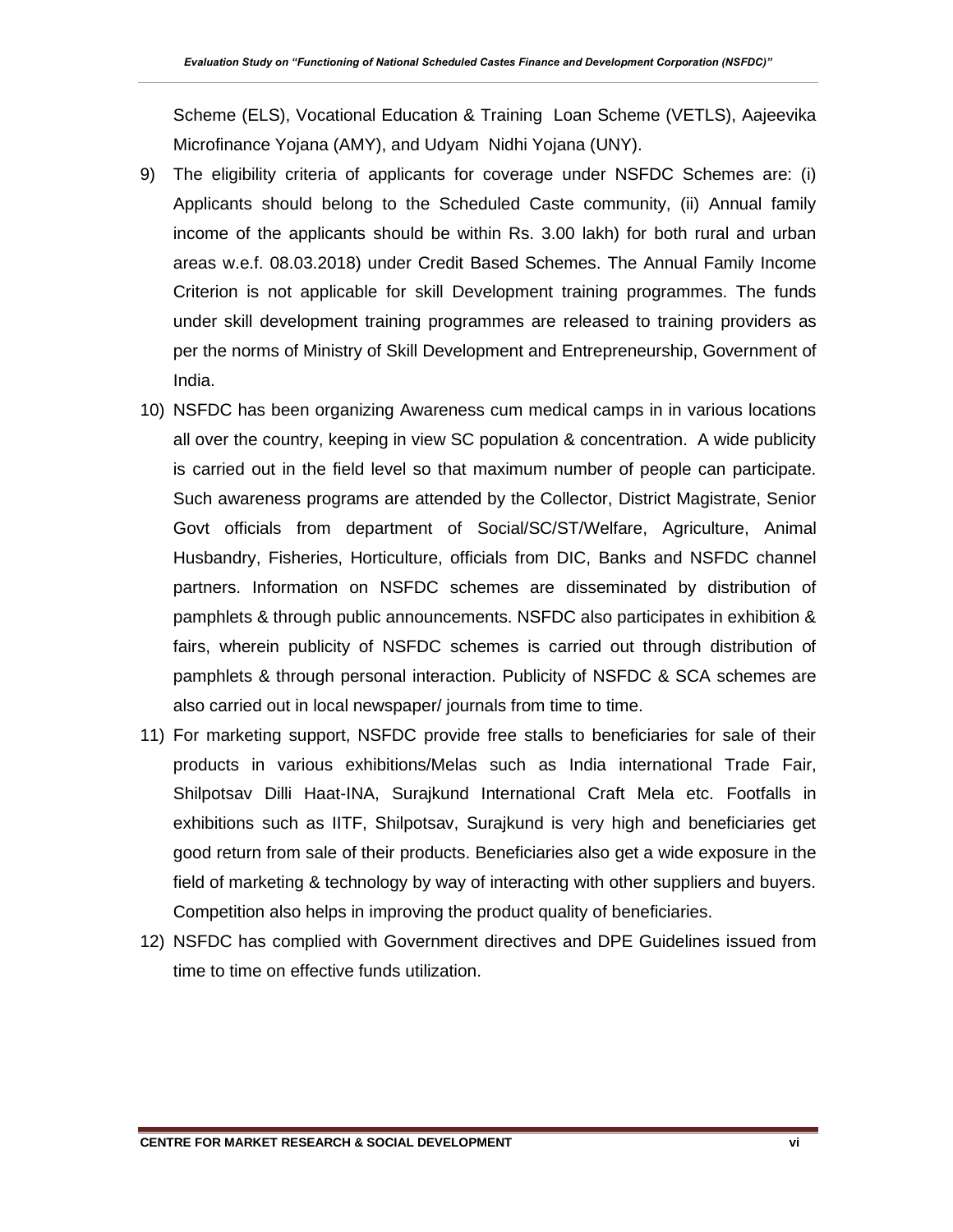Scheme (ELS), Vocational Education & Training Loan Scheme (VETLS), Aajeevika Microfinance Yojana (AMY), and Udyam Nidhi Yojana (UNY).

9) The eligibility criteria of applicants for coverage under NSFDC Schemes are: (i) Applicants should belong to the Scheduled Caste community, (ii) Annual family income of the applicants should be within Rs. 3.00 lakh) for both rural and urban areas w.e.f. 08.03.2018) under Credit Based Schemes. The Annual Family Income Criterion is not applicable for skill Development training programmes. The funds under skill development training programmes are released to training providers as per the norms of Ministry of Skill Development and Entrepreneurship, Government of India.

10) NSFDC has been organizing Awareness cum medical camps in in various locations all over the country, keeping in view SC population & concentration. A wide publicity is carried out in the field level so that maximum number of people can participate. Such awareness programs are attended by the Collector, District Magistrate, Senior Govt officials from department of Social/SC/ST/Welfare, Agriculture, Animal Husbandry, Fisheries, Horticulture, officials from DIC, Banks and NSFDC channel partners. Information on NSFDC schemes are disseminated by distribution of pamphlets & through public announcements. NSFDC also participates in exhibition & fairs, wherein publicity of NSFDC schemes is carried out through distribution of pamphlets & through personal interaction. Publicity of NSFDC & SCA schemes are also carried out in local newspaper/ journals from time to time.

11) For marketing support, NSFDC provide free stalls to beneficiaries for sale of their products in various exhibitions/Melas such as India international Trade Fair, Shilpotsav Dilli Haat-INA, Surajkund International Craft Mela etc. Footfalls in exhibitions such as IITF, Shilpotsav, Surajkund is very high and beneficiaries get good return from sale of their products. Beneficiaries also get a wide exposure in the field of marketing & technology by way of interacting with other suppliers and buyers. Competition also helps in improving the product quality of beneficiaries.

12) NSFDC has complied with Government directives and DPE Guidelines issued from time to time on effective funds utilization.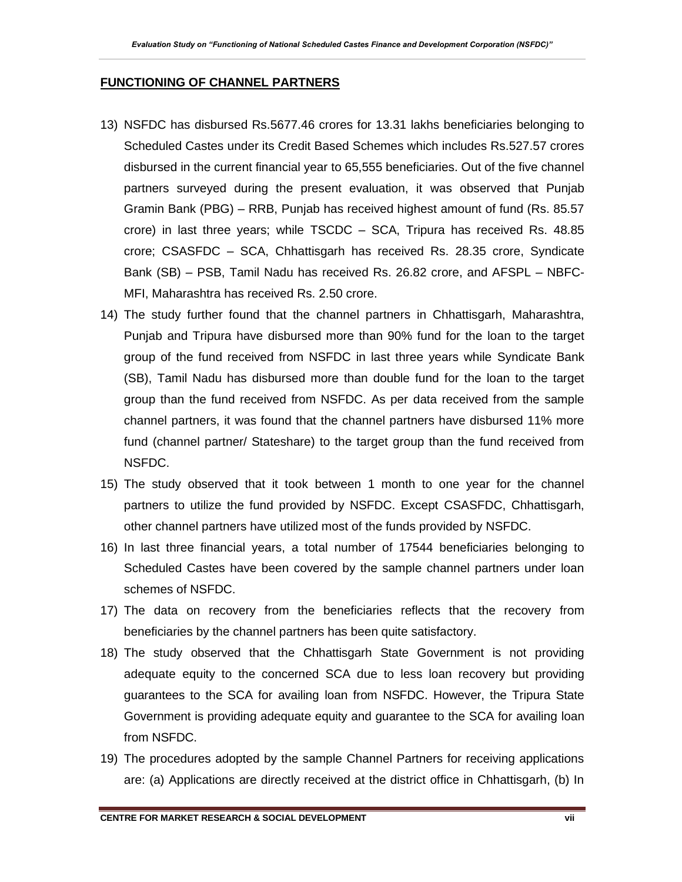## FUNCTIONING OF CHANNEL PARTNERS

13) NSFDC has disbursed Rs.5677.46 crores for 13.31 lakhs beneficiaries belonging to Scheduled Castes under its Credit Based Schemes which includes Rs.527.57 crores disbursed in the current financial year to 65,555 beneficiaries. Out of the five channel partners surveyed during the present evaluation, it was observed that Punjab Gramin Bank (PBG) – RRB, Punjab has received highest amount of fund (Rs. 85.57 crore) in last three years; while TSCDC – SCA, Tripura has received Rs. 48.85 crore; CSASFDC – SCA, Chhattisgarh has received Rs. 28.35 crore, Syndicate Bank (SB) – PSB, Tamil Nadu has received Rs. 26.82 crore, and AFSPL – NBFC-MFI, Maharashtra has received Rs. 2.50 crore.
14) The study further found that the channel partners in Chhattisgarh, Maharashtra, Punjab and Tripura have disbursed more than 90% fund for the loan to the target group of the fund received from NSFDC in last three years while Syndicate Bank (SB), Tamil Nadu has disbursed more than double fund for the loan to the target group than the fund received from NSFDC. As per data received from the sample channel partners, it was found that the channel partners have disbursed 11% more fund (channel partner/ Stateshare) to the target group than the fund received from NSFDC.
15) The study observed that it took between 1 month to one year for the channel partners to utilize the fund provided by NSFDC. Except CSASFDC, Chhattisgarh, other channel partners have utilized most of the funds provided by NSFDC.
16) In last three financial years, a total number of 17544 beneficiaries belonging to Scheduled Castes have been covered by the sample channel partners under loan schemes of NSFDC.
17) The data on recovery from the beneficiaries reflects that the recovery from beneficiaries by the channel partners has been quite satisfactory.
18) The study observed that the Chhattisgarh State Government is not providing adequate equity to the concerned SCA due to less loan recovery but providing guarantees to the SCA for availing loan from NSFDC. However, the Tripura State Government is providing adequate equity and guarantee to the SCA for availing loan from NSFDC.
19) The procedures adopted by the sample Channel Partners for receiving applications are: (a) Applications are directly received at the district office in Chhattisgarh, (b) In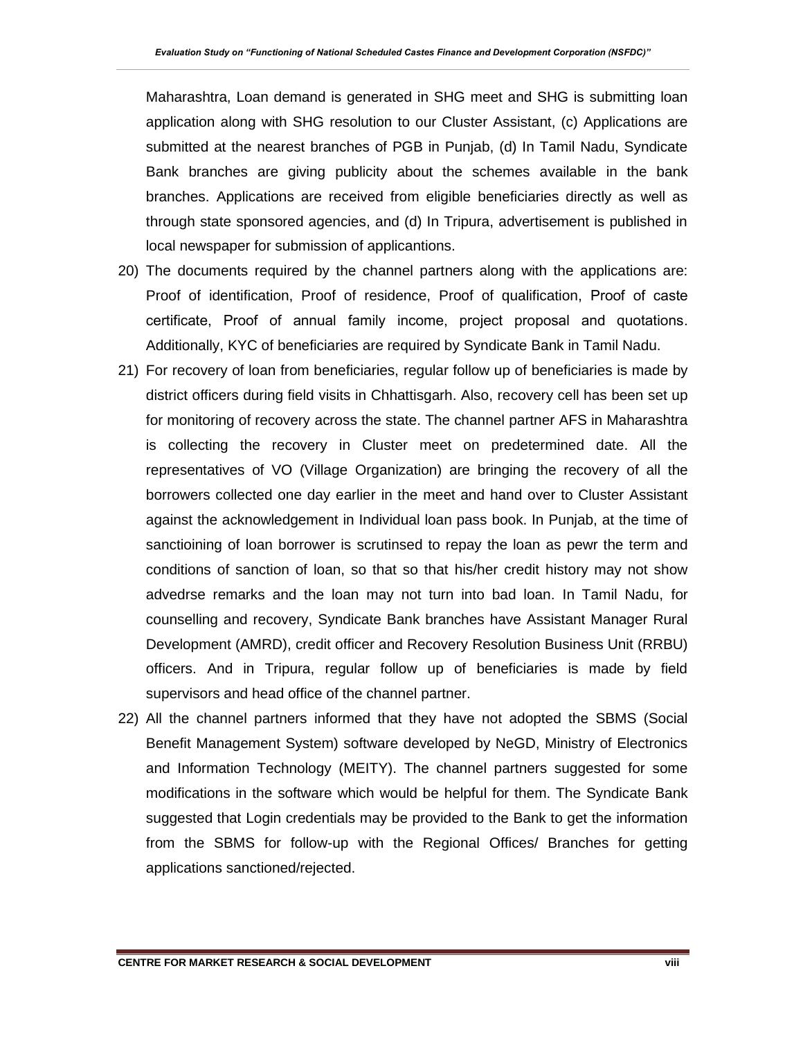Maharashtra, Loan demand is generated in SHG meet and SHG is submitting loan application along with SHG resolution to our Cluster Assistant, (c) Applications are submitted at the nearest branches of PGB in Punjab, (d) In Tamil Nadu, Syndicate Bank branches are giving publicity about the schemes available in the bank branches. Applications are received from eligible beneficiaries directly as well as through state sponsored agencies, and (d) In Tripura, advertisement is published in local newspaper for submission of applicantions.

20) The documents required by the channel partners along with the applications are: Proof of identification, Proof of residence, Proof of qualification, Proof of caste certificate, Proof of annual family income, project proposal and quotations. Additionally, KYC of beneficiaries are required by Syndicate Bank in Tamil Nadu.

21) For recovery of loan from beneficiaries, regular follow up of beneficiaries is made by district officers during field visits in Chhattisgarh. Also, recovery cell has been set up for monitoring of recovery across the state. The channel partner AFS in Maharashtra is collecting the recovery in Cluster meet on predetermined date. All the representatives of VO (Village Organization) are bringing the recovery of all the borrowers collected one day earlier in the meet and hand over to Cluster Assistant against the acknowledgement in Individual loan pass book. In Punjab, at the time of sanctioining of loan borrower is scrutinsed to repay the loan as pewr the term and conditions of sanction of loan, so that so that his/her credit history may not show advedrse remarks and the loan may not turn into bad loan. In Tamil Nadu, for counselling and recovery, Syndicate Bank branches have Assistant Manager Rural Development (AMRD), credit officer and Recovery Resolution Business Unit (RRBU) officers. And in Tripura, regular follow up of beneficiaries is made by field supervisors and head office of the channel partner.

22) All the channel partners informed that they have not adopted the SBMS (Social Benefit Management System) software developed by NeGD, Ministry of Electronics and Information Technology (MEITY). The channel partners suggested for some modifications in the software which would be helpful for them. The Syndicate Bank suggested that Login credentials may be provided to the Bank to get the information from the SBMS for follow-up with the Regional Offices/ Branches for getting applications sanctioned/rejected.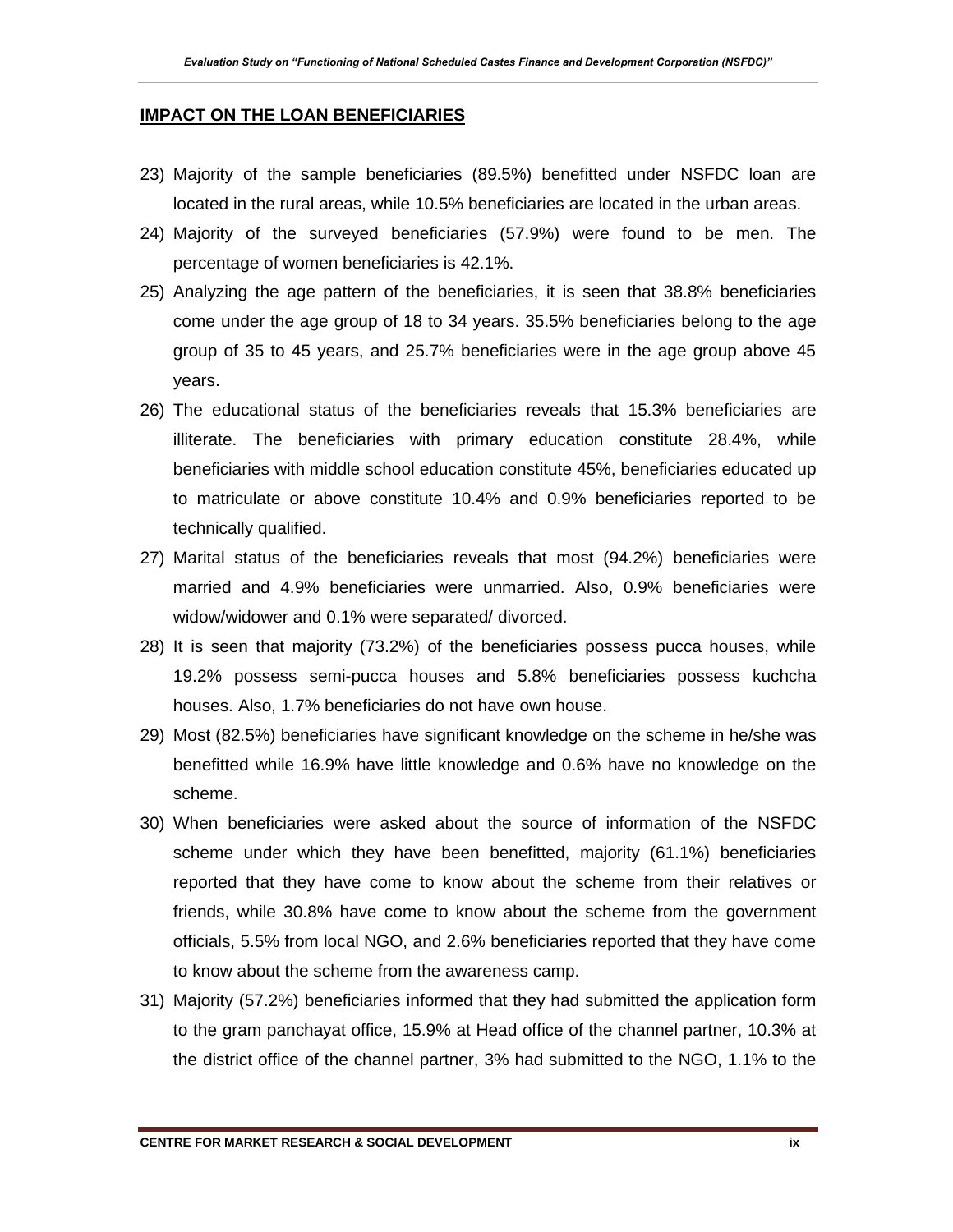## IMPACT ON THE LOAN BENEFICIARIES

23) Majority of the sample beneficiaries (89.5%) benefitted under NSFDC loan are located in the rural areas, while 10.5% beneficiaries are located in the urban areas.

24) Majority of the surveyed beneficiaries (57.9%) were found to be men. The percentage of women beneficiaries is 42.1%.

25) Analyzing the age pattern of the beneficiaries, it is seen that 38.8% beneficiaries come under the age group of 18 to 34 years. 35.5% beneficiaries belong to the age group of 35 to 45 years, and 25.7% beneficiaries were in the age group above 45 years.

26) The educational status of the beneficiaries reveals that 15.3% beneficiaries are illiterate. The beneficiaries with primary education constitute 28.4%, while beneficiaries with middle school education constitute 45%, beneficiaries educated up to matriculate or above constitute 10.4% and 0.9% beneficiaries reported to be technically qualified.

27) Marital status of the beneficiaries reveals that most (94.2%) beneficiaries were married and 4.9% beneficiaries were unmarried. Also, 0.9% beneficiaries were widow/widower and 0.1% were separated/ divorced.

28) It is seen that majority (73.2%) of the beneficiaries possess pucca houses, while 19.2% possess semi-pucca houses and 5.8% beneficiaries possess kuchcha houses. Also, 1.7% beneficiaries do not have own house.

29) Most (82.5%) beneficiaries have significant knowledge on the scheme in he/she was benefitted while 16.9% have little knowledge and 0.6% have no knowledge on the scheme.

30) When beneficiaries were asked about the source of information of the NSFDC scheme under which they have been benefitted, majority (61.1%) beneficiaries reported that they have come to know about the scheme from their relatives or friends, while 30.8% have come to know about the scheme from the government officials, 5.5% from local NGO, and 2.6% beneficiaries reported that they have come to know about the scheme from the awareness camp.

31) Majority (57.2%) beneficiaries informed that they had submitted the application form to the gram panchayat office, 15.9% at Head office of the channel partner, 10.3% at the district office of the channel partner, 3% had submitted to the NGO, 1.1% to the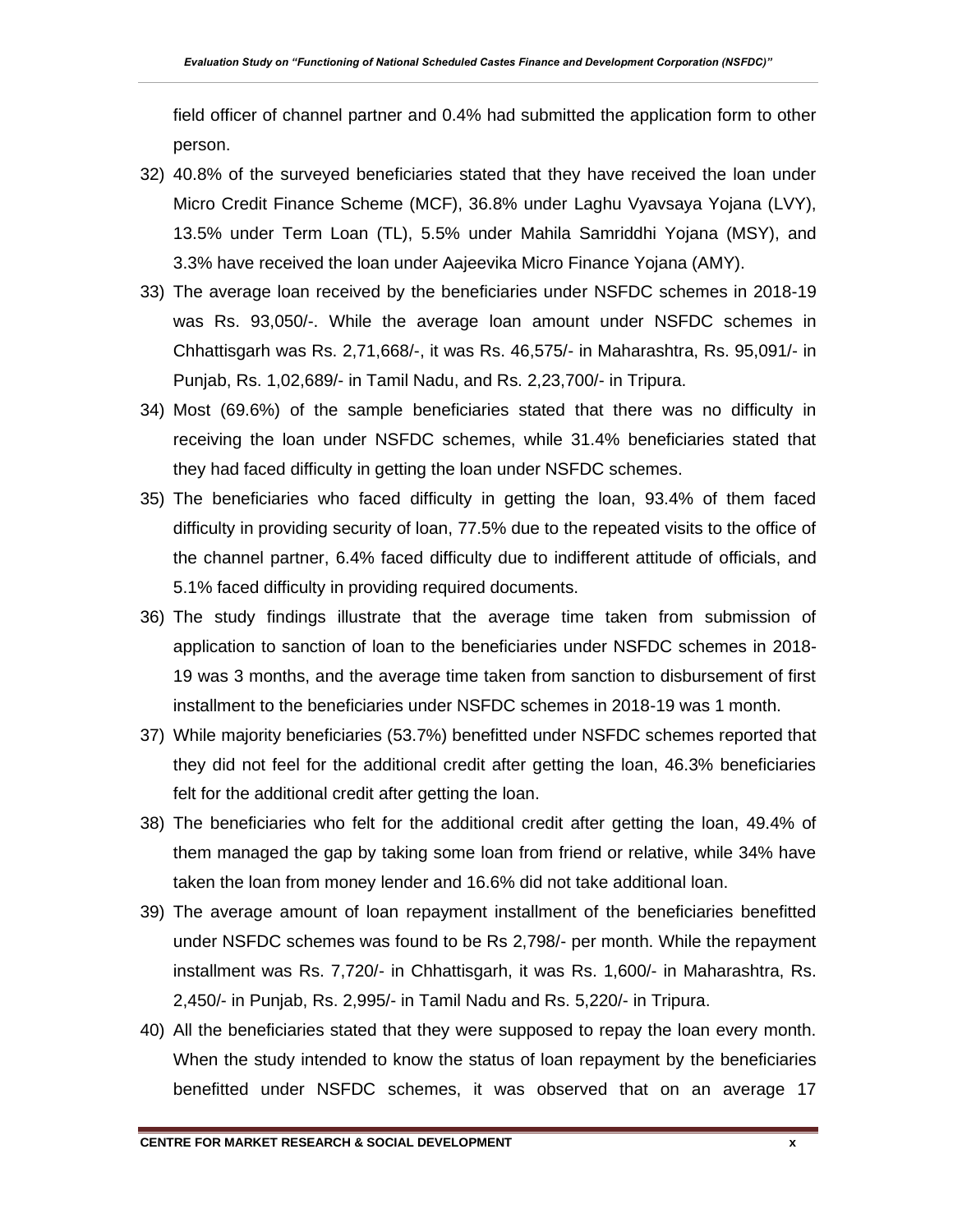field officer of channel partner and 0.4% had submitted the application form to other person.

32) 40.8% of the surveyed beneficiaries stated that they have received the loan under Micro Credit Finance Scheme (MCF), 36.8% under Laghu Vyavsaya Yojana (LVY), 13.5% under Term Loan (TL), 5.5% under Mahila Samriddhi Yojana (MSY), and 3.3% have received the loan under Aajeevika Micro Finance Yojana (AMY).
33) The average loan received by the beneficiaries under NSFDC schemes in 2018-19 was Rs. 93,050/-. While the average loan amount under NSFDC schemes in Chhattisgarh was Rs. 2,71,668/-, it was Rs. 46,575/- in Maharashtra, Rs. 95,091/- in Punjab, Rs. 1,02,689/- in Tamil Nadu, and Rs. 2,23,700/- in Tripura.
34) Most (69.6%) of the sample beneficiaries stated that there was no difficulty in receiving the loan under NSFDC schemes, while 31.4% beneficiaries stated that they had faced difficulty in getting the loan under NSFDC schemes.
35) The beneficiaries who faced difficulty in getting the loan, 93.4% of them faced difficulty in providing security of loan, 77.5% due to the repeated visits to the office of the channel partner, 6.4% faced difficulty due to indifferent attitude of officials, and 5.1% faced difficulty in providing required documents.
36) The study findings illustrate that the average time taken from submission of application to sanction of loan to the beneficiaries under NSFDC schemes in 2018-19 was 3 months, and the average time taken from sanction to disbursement of first installment to the beneficiaries under NSFDC schemes in 2018-19 was 1 month.
37) While majority beneficiaries (53.7%) benefitted under NSFDC schemes reported that they did not feel for the additional credit after getting the loan, 46.3% beneficiaries felt for the additional credit after getting the loan.
38) The beneficiaries who felt for the additional credit after getting the loan, 49.4% of them managed the gap by taking some loan from friend or relative, while 34% have taken the loan from money lender and 16.6% did not take additional loan.
39) The average amount of loan repayment installment of the beneficiaries benefitted under NSFDC schemes was found to be Rs 2,798/- per month. While the repayment installment was Rs. 7,720/- in Chhattisgarh, it was Rs. 1,600/- in Maharashtra, Rs. 2,450/- in Punjab, Rs. 2,995/- in Tamil Nadu and Rs. 5,220/- in Tripura.
40) All the beneficiaries stated that they were supposed to repay the loan every month. When the study intended to know the status of loan repayment by the beneficiaries benefitted under NSFDC schemes, it was observed that on an average 17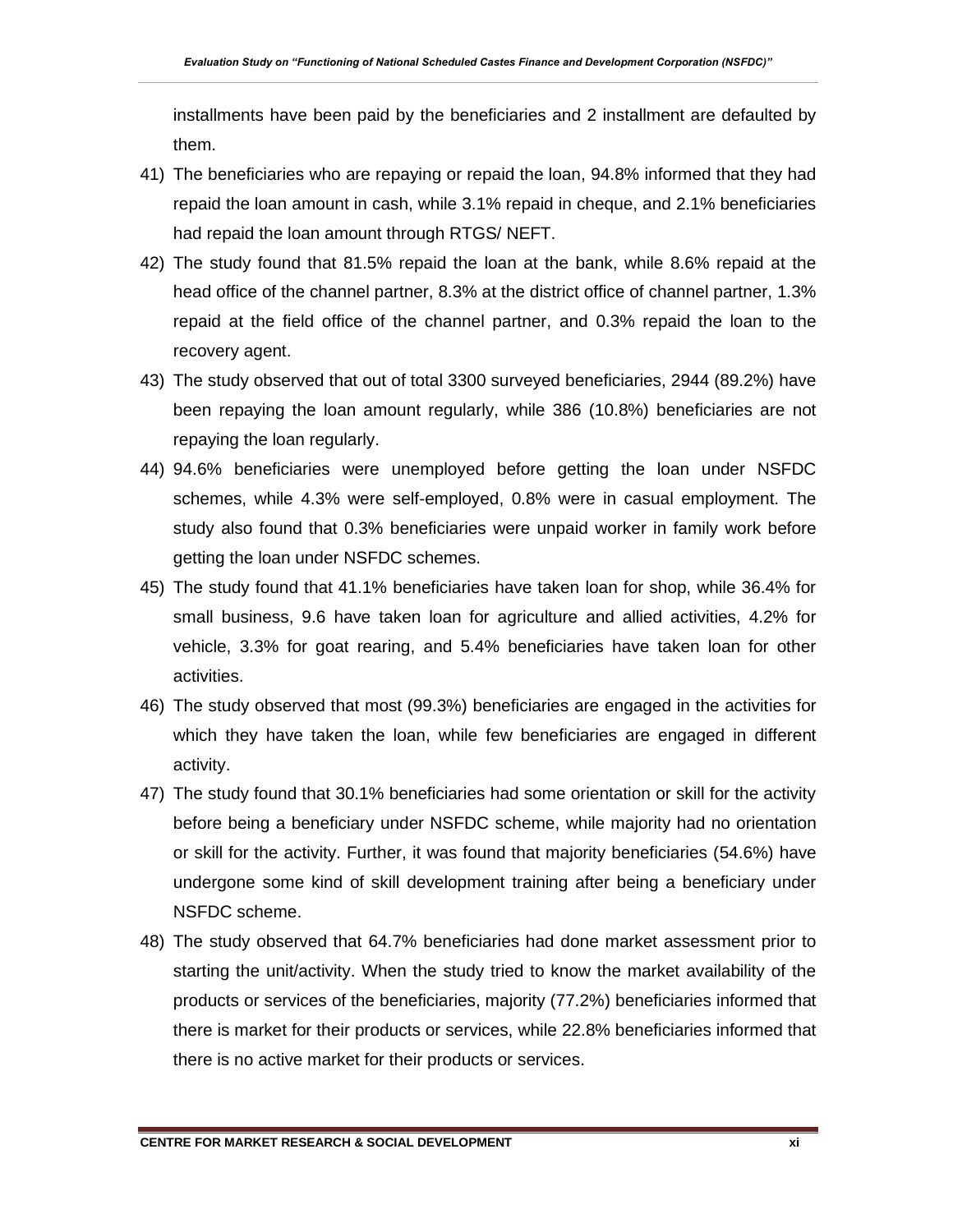installments have been paid by the beneficiaries and 2 installment are defaulted by them.

41) The beneficiaries who are repaying or repaid the loan, 94.8% informed that they had repaid the loan amount in cash, while 3.1% repaid in cheque, and 2.1% beneficiaries had repaid the loan amount through RTGS/ NEFT.

42) The study found that 81.5% repaid the loan at the bank, while 8.6% repaid at the head office of the channel partner, 8.3% at the district office of channel partner, 1.3% repaid at the field office of the channel partner, and 0.3% repaid the loan to the recovery agent.

43) The study observed that out of total 3300 surveyed beneficiaries, 2944 (89.2%) have been repaying the loan amount regularly, while 386 (10.8%) beneficiaries are not repaying the loan regularly.

44) 94.6% beneficiaries were unemployed before getting the loan under NSFDC schemes, while 4.3% were self-employed, 0.8% were in casual employment. The study also found that 0.3% beneficiaries were unpaid worker in family work before getting the loan under NSFDC schemes.

45) The study found that 41.1% beneficiaries have taken loan for shop, while 36.4% for small business, 9.6 have taken loan for agriculture and allied activities, 4.2% for vehicle, 3.3% for goat rearing, and 5.4% beneficiaries have taken loan for other activities.

46) The study observed that most (99.3%) beneficiaries are engaged in the activities for which they have taken the loan, while few beneficiaries are engaged in different activity.

47) The study found that 30.1% beneficiaries had some orientation or skill for the activity before being a beneficiary under NSFDC scheme, while majority had no orientation or skill for the activity. Further, it was found that majority beneficiaries (54.6%) have undergone some kind of skill development training after being a beneficiary under NSFDC scheme.

48) The study observed that 64.7% beneficiaries had done market assessment prior to starting the unit/activity. When the study tried to know the market availability of the products or services of the beneficiaries, majority (77.2%) beneficiaries informed that there is market for their products or services, while 22.8% beneficiaries informed that there is no active market for their products or services.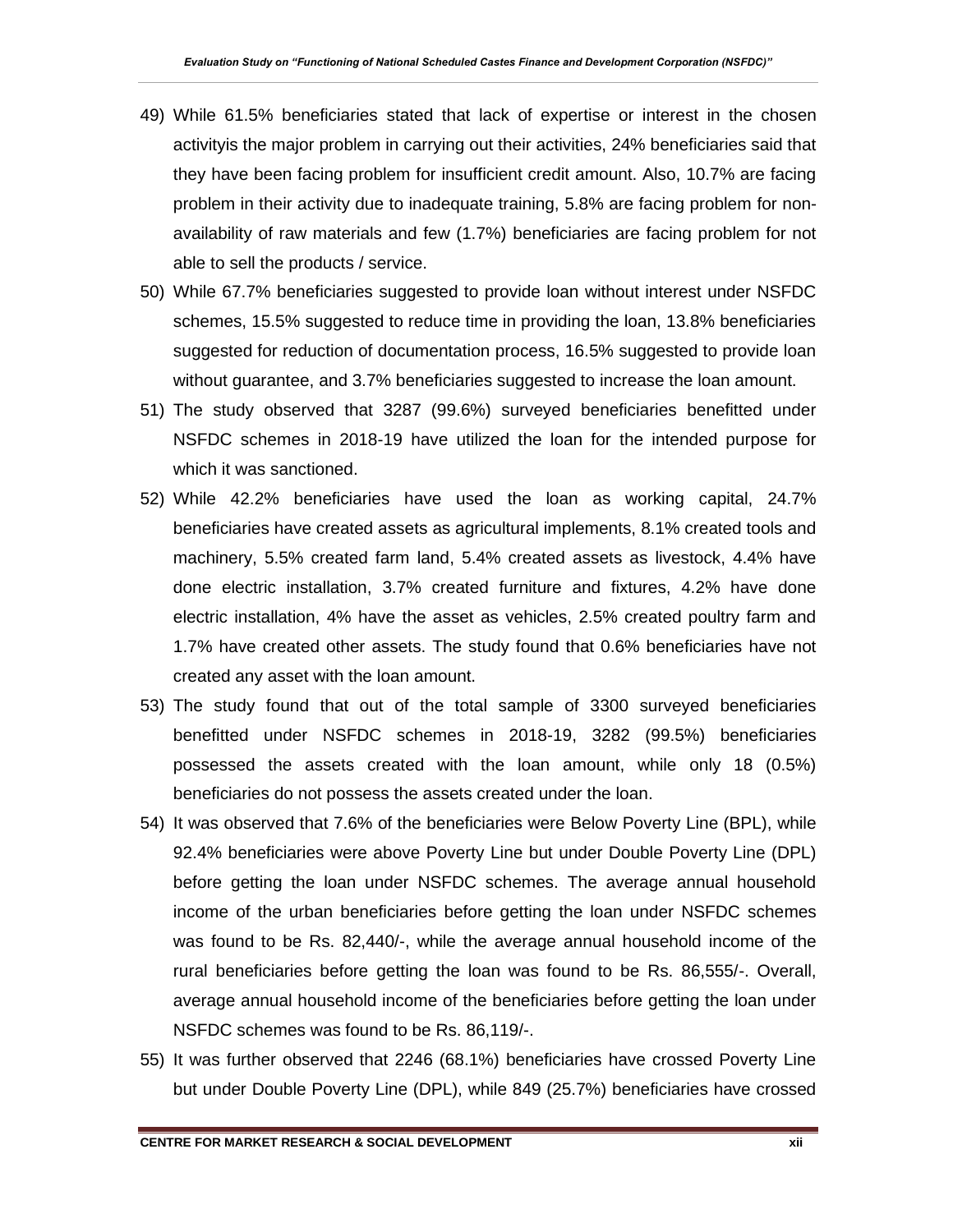49) While 61.5% beneficiaries stated that lack of expertise or interest in the chosen activityis the major problem in carrying out their activities, 24% beneficiaries said that they have been facing problem for insufficient credit amount. Also, 10.7% are facing problem in their activity due to inadequate training, 5.8% are facing problem for non-availability of raw materials and few (1.7%) beneficiaries are facing problem for not able to sell the products / service.

50) While 67.7% beneficiaries suggested to provide loan without interest under NSFDC schemes, 15.5% suggested to reduce time in providing the loan, 13.8% beneficiaries suggested for reduction of documentation process, 16.5% suggested to provide loan without guarantee, and 3.7% beneficiaries suggested to increase the loan amount.

51) The study observed that 3287 (99.6%) surveyed beneficiaries benefitted under NSFDC schemes in 2018-19 have utilized the loan for the intended purpose for which it was sanctioned.

52) While 42.2% beneficiaries have used the loan as working capital, 24.7% beneficiaries have created assets as agricultural implements, 8.1% created tools and machinery, 5.5% created farm land, 5.4% created assets as livestock, 4.4% have done electric installation, 3.7% created furniture and fixtures, 4.2% have done electric installation, 4% have the asset as vehicles, 2.5% created poultry farm and 1.7% have created other assets. The study found that 0.6% beneficiaries have not created any asset with the loan amount.

53) The study found that out of the total sample of 3300 surveyed beneficiaries benefitted under NSFDC schemes in 2018-19, 3282 (99.5%) beneficiaries possessed the assets created with the loan amount, while only 18 (0.5%) beneficiaries do not possess the assets created under the loan.

54) It was observed that 7.6% of the beneficiaries were Below Poverty Line (BPL), while 92.4% beneficiaries were above Poverty Line but under Double Poverty Line (DPL) before getting the loan under NSFDC schemes. The average annual household income of the urban beneficiaries before getting the loan under NSFDC schemes was found to be Rs. 82,440/-, while the average annual household income of the rural beneficiaries before getting the loan was found to be Rs. 86,555/-. Overall, average annual household income of the beneficiaries before getting the loan under NSFDC schemes was found to be Rs. 86,119/-.

55) It was further observed that 2246 (68.1%) beneficiaries have crossed Poverty Line but under Double Poverty Line (DPL), while 849 (25.7%) beneficiaries have crossed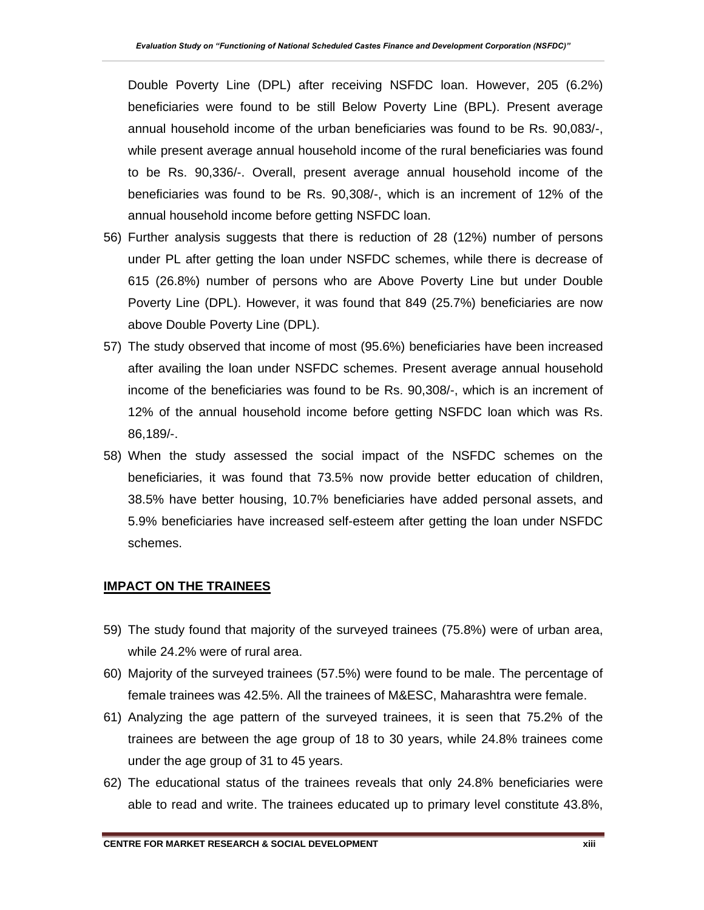Double Poverty Line (DPL) after receiving NSFDC loan. However, 205 (6.2%) beneficiaries were found to be still Below Poverty Line (BPL). Present average annual household income of the urban beneficiaries was found to be Rs. 90,083/-, while present average annual household income of the rural beneficiaries was found to be Rs. 90,336/-. Overall, present average annual household income of the beneficiaries was found to be Rs. 90,308/-, which is an increment of 12% of the annual household income before getting NSFDC loan.

56) Further analysis suggests that there is reduction of 28 (12%) number of persons under PL after getting the loan under NSFDC schemes, while there is decrease of 615 (26.8%) number of persons who are Above Poverty Line but under Double Poverty Line (DPL). However, it was found that 849 (25.7%) beneficiaries are now above Double Poverty Line (DPL).

57) The study observed that income of most (95.6%) beneficiaries have been increased after availing the loan under NSFDC schemes. Present average annual household income of the beneficiaries was found to be Rs. 90,308/-, which is an increment of 12% of the annual household income before getting NSFDC loan which was Rs. 86,189/-.

58) When the study assessed the social impact of the NSFDC schemes on the beneficiaries, it was found that 73.5% now provide better education of children, 38.5% have better housing, 10.7% beneficiaries have added personal assets, and 5.9% beneficiaries have increased self-esteem after getting the loan under NSFDC schemes.

## IMPACT ON THE TRAINEES

59) The study found that majority of the surveyed trainees (75.8%) were of urban area, while 24.2% were of rural area.

60) Majority of the surveyed trainees (57.5%) were found to be male. The percentage of female trainees was 42.5%. All the trainees of M&ESC, Maharashtra were female.

61) Analyzing the age pattern of the surveyed trainees, it is seen that 75.2% of the trainees are between the age group of 18 to 30 years, while 24.8% trainees come under the age group of 31 to 45 years.

62) The educational status of the trainees reveals that only 24.8% beneficiaries were able to read and write. The trainees educated up to primary level constitute 43.8%,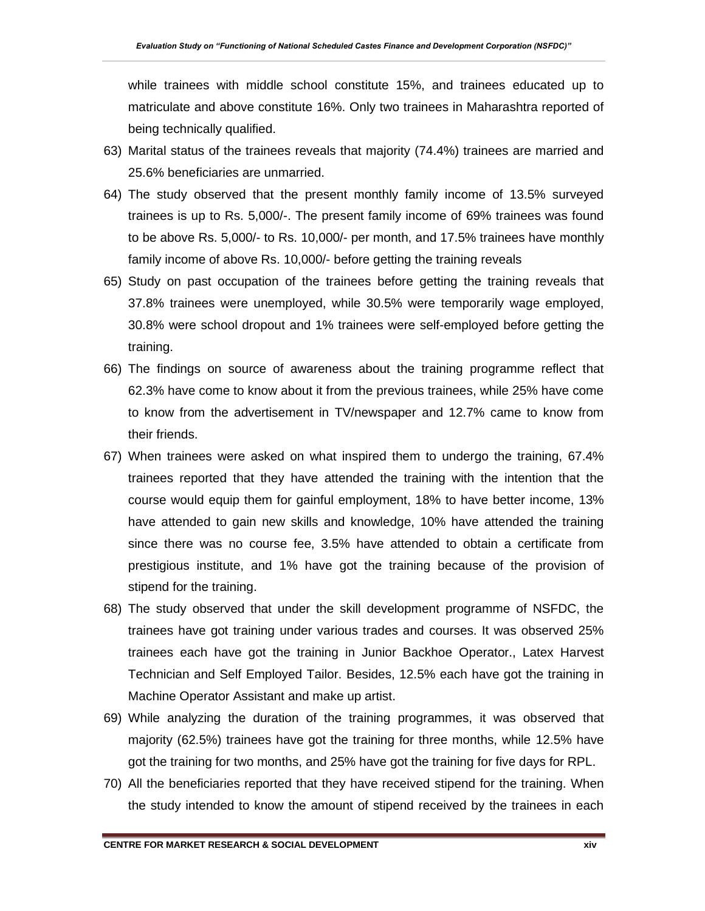while trainees with middle school constitute 15%, and trainees educated up to matriculate and above constitute 16%. Only two trainees in Maharashtra reported of being technically qualified.

63) Marital status of the trainees reveals that majority (74.4%) trainees are married and 25.6% beneficiaries are unmarried.

64) The study observed that the present monthly family income of 13.5% surveyed trainees is up to Rs. 5,000/-. The present family income of 69% trainees was found to be above Rs. 5,000/- to Rs. 10,000/- per month, and 17.5% trainees have monthly family income of above Rs. 10,000/- before getting the training reveals

65) Study on past occupation of the trainees before getting the training reveals that 37.8% trainees were unemployed, while 30.5% were temporarily wage employed, 30.8% were school dropout and 1% trainees were self-employed before getting the training.

66) The findings on source of awareness about the training programme reflect that 62.3% have come to know about it from the previous trainees, while 25% have come to know from the advertisement in TV/newspaper and 12.7% came to know from their friends.

67) When trainees were asked on what inspired them to undergo the training, 67.4% trainees reported that they have attended the training with the intention that the course would equip them for gainful employment, 18% to have better income, 13% have attended to gain new skills and knowledge, 10% have attended the training since there was no course fee, 3.5% have attended to obtain a certificate from prestigious institute, and 1% have got the training because of the provision of stipend for the training.

68) The study observed that under the skill development programme of NSFDC, the trainees have got training under various trades and courses. It was observed 25% trainees each have got the training in Junior Backhoe Operator., Latex Harvest Technician and Self Employed Tailor. Besides, 12.5% each have got the training in Machine Operator Assistant and make up artist.

69) While analyzing the duration of the training programmes, it was observed that majority (62.5%) trainees have got the training for three months, while 12.5% have got the training for two months, and 25% have got the training for five days for RPL.

70) All the beneficiaries reported that they have received stipend for the training. When the study intended to know the amount of stipend received by the trainees in each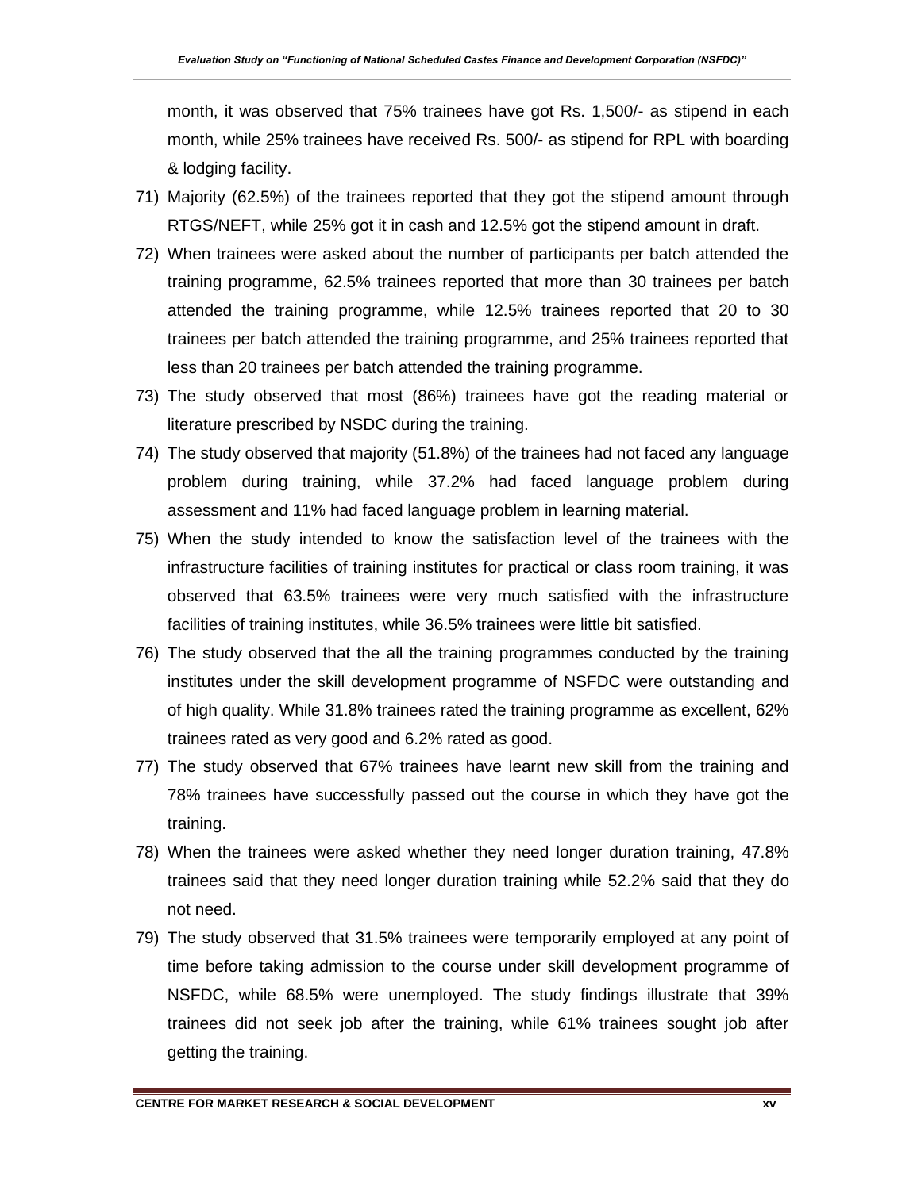month, it was observed that 75% trainees have got Rs. 1,500/- as stipend in each month, while 25% trainees have received Rs. 500/- as stipend for RPL with boarding & lodging facility.

71) Majority (62.5%) of the trainees reported that they got the stipend amount through RTGS/NEFT, while 25% got it in cash and 12.5% got the stipend amount in draft.

72) When trainees were asked about the number of participants per batch attended the training programme, 62.5% trainees reported that more than 30 trainees per batch attended the training programme, while 12.5% trainees reported that 20 to 30 trainees per batch attended the training programme, and 25% trainees reported that less than 20 trainees per batch attended the training programme.

73) The study observed that most (86%) trainees have got the reading material or literature prescribed by NSDC during the training.

74) The study observed that majority (51.8%) of the trainees had not faced any language problem during training, while 37.2% had faced language problem during assessment and 11% had faced language problem in learning material.

75) When the study intended to know the satisfaction level of the trainees with the infrastructure facilities of training institutes for practical or class room training, it was observed that 63.5% trainees were very much satisfied with the infrastructure facilities of training institutes, while 36.5% trainees were little bit satisfied.

76) The study observed that the all the training programmes conducted by the training institutes under the skill development programme of NSFDC were outstanding and of high quality. While 31.8% trainees rated the training programme as excellent, 62% trainees rated as very good and 6.2% rated as good.

77) The study observed that 67% trainees have learnt new skill from the training and 78% trainees have successfully passed out the course in which they have got the training.

78) When the trainees were asked whether they need longer duration training, 47.8% trainees said that they need longer duration training while 52.2% said that they do not need.

79) The study observed that 31.5% trainees were temporarily employed at any point of time before taking admission to the course under skill development programme of NSFDC, while 68.5% were unemployed. The study findings illustrate that 39% trainees did not seek job after the training, while 61% trainees sought job after getting the training.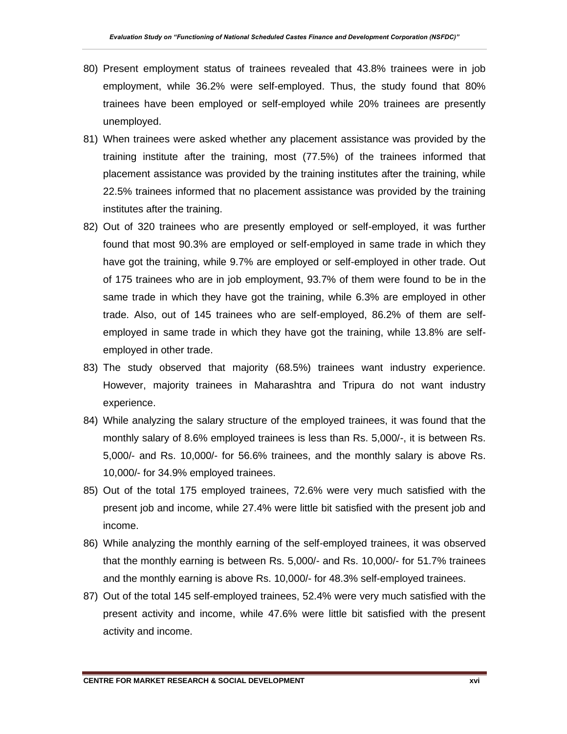80) Present employment status of trainees revealed that 43.8% trainees were in job employment, while 36.2% were self-employed. Thus, the study found that 80% trainees have been employed or self-employed while 20% trainees are presently unemployed.

81) When trainees were asked whether any placement assistance was provided by the training institute after the training, most (77.5%) of the trainees informed that placement assistance was provided by the training institutes after the training, while 22.5% trainees informed that no placement assistance was provided by the training institutes after the training.

82) Out of 320 trainees who are presently employed or self-employed, it was further found that most 90.3% are employed or self-employed in same trade in which they have got the training, while 9.7% are employed or self-employed in other trade. Out of 175 trainees who are in job employment, 93.7% of them were found to be in the same trade in which they have got the training, while 6.3% are employed in other trade. Also, out of 145 trainees who are self-employed, 86.2% of them are self-employed in same trade in which they have got the training, while 13.8% are self-employed in other trade.

83) The study observed that majority (68.5%) trainees want industry experience. However, majority trainees in Maharashtra and Tripura do not want industry experience.

84) While analyzing the salary structure of the employed trainees, it was found that the monthly salary of 8.6% employed trainees is less than Rs. 5,000/-, it is between Rs. 5,000/- and Rs. 10,000/- for 56.6% trainees, and the monthly salary is above Rs. 10,000/- for 34.9% employed trainees.

85) Out of the total 175 employed trainees, 72.6% were very much satisfied with the present job and income, while 27.4% were little bit satisfied with the present job and income.

86) While analyzing the monthly earning of the self-employed trainees, it was observed that the monthly earning is between Rs. 5,000/- and Rs. 10,000/- for 51.7% trainees and the monthly earning is above Rs. 10,000/- for 48.3% self-employed trainees.

87) Out of the total 145 self-employed trainees, 52.4% were very much satisfied with the present activity and income, while 47.6% were little bit satisfied with the present activity and income.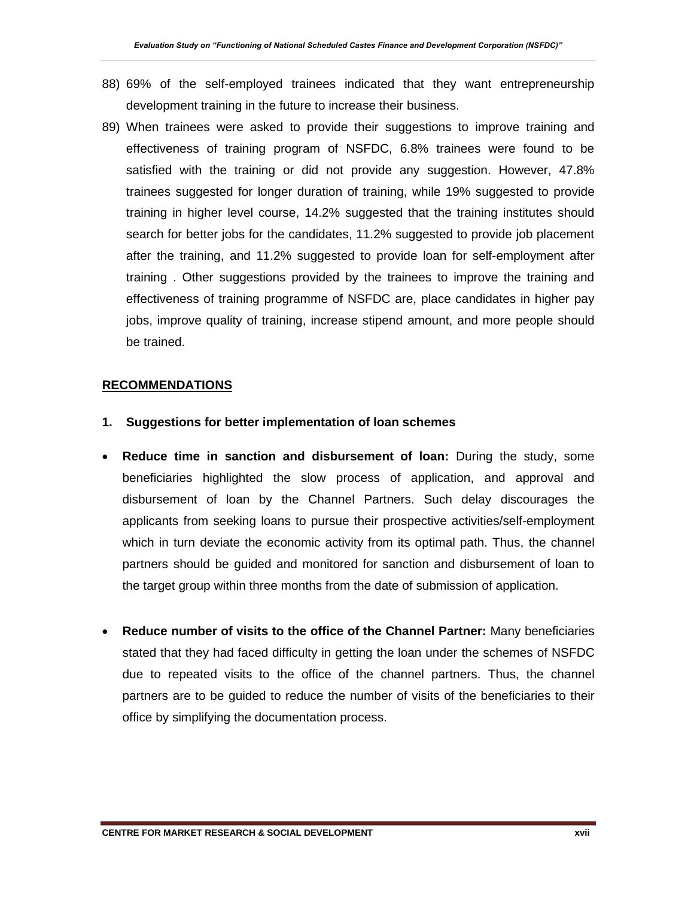88) 69% of the self-employed trainees indicated that they want entrepreneurship development training in the future to increase their business.

89) When trainees were asked to provide their suggestions to improve training and effectiveness of training program of NSFDC, 6.8% trainees were found to be satisfied with the training or did not provide any suggestion. However, 47.8% trainees suggested for longer duration of training, while 19% suggested to provide training in higher level course, 14.2% suggested that the training institutes should search for better jobs for the candidates, 11.2% suggested to provide job placement after the training, and 11.2% suggested to provide loan for self-employment after training . Other suggestions provided by the trainees to improve the training and effectiveness of training programme of NSFDC are, place candidates in higher pay jobs, improve quality of training, increase stipend amount, and more people should be trained.

## RECOMMENDATIONS

### 1. Suggestions for better implementation of loan schemes

- **Reduce time in sanction and disbursement of loan:** During the study, some beneficiaries highlighted the slow process of application, and approval and disbursement of loan by the Channel Partners. Such delay discourages the applicants from seeking loans to pursue their prospective activities/self-employment which in turn deviate the economic activity from its optimal path. Thus, the channel partners should be guided and monitored for sanction and disbursement of loan to the target group within three months from the date of submission of application.

- **Reduce number of visits to the office of the Channel Partner:** Many beneficiaries stated that they had faced difficulty in getting the loan under the schemes of NSFDC due to repeated visits to the office of the channel partners. Thus, the channel partners are to be guided to reduce the number of visits of the beneficiaries to their office by simplifying the documentation process.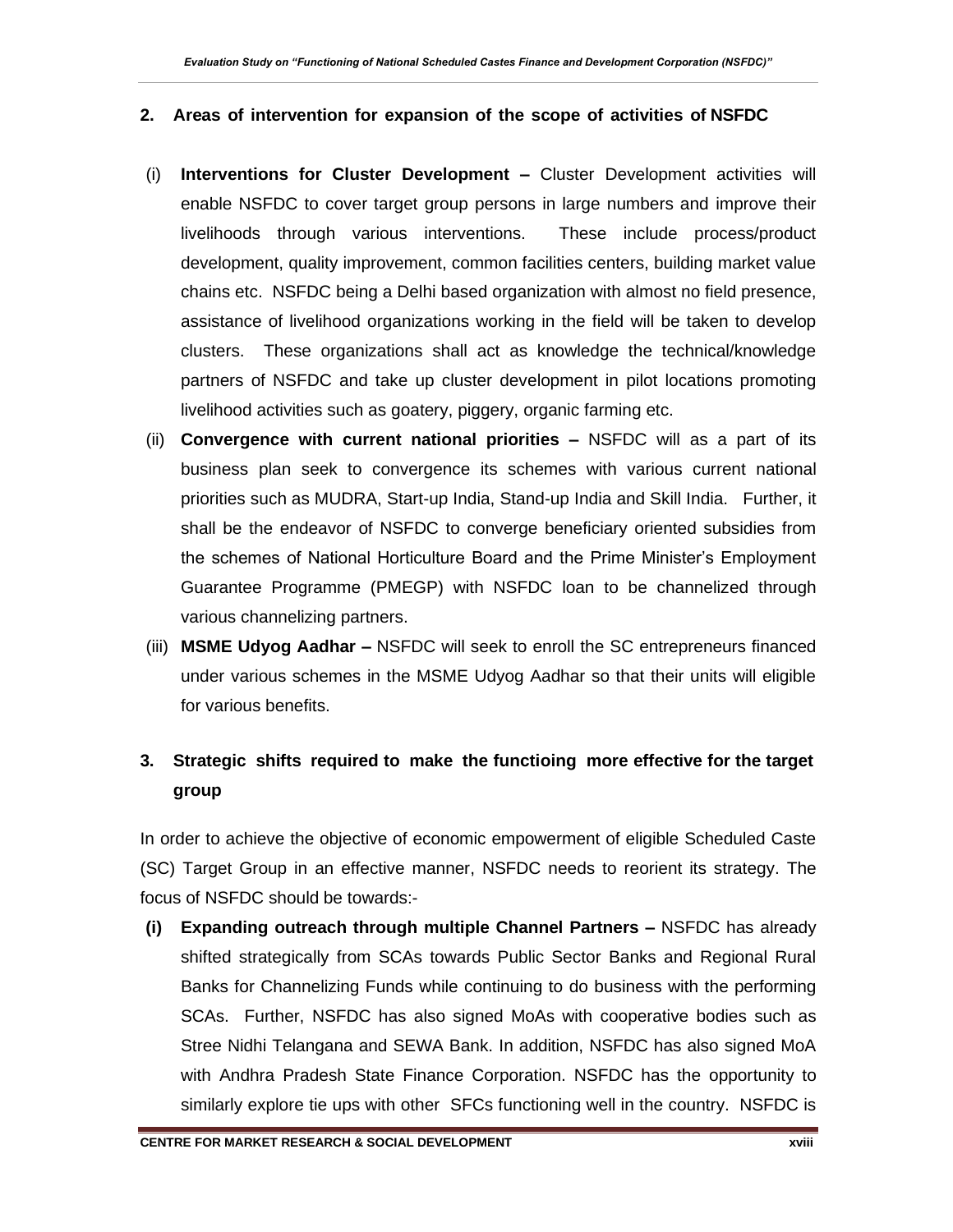## 2. Areas of intervention for expansion of the scope of activities of NSFDC

(i) **Interventions for Cluster Development –** Cluster Development activities will enable NSFDC to cover target group persons in large numbers and improve their livelihoods through various interventions. These include process/product development, quality improvement, common facilities centers, building market value chains etc. NSFDC being a Delhi based organization with almost no field presence, assistance of livelihood organizations working in the field will be taken to develop clusters. These organizations shall act as knowledge the technical/knowledge partners of NSFDC and take up cluster development in pilot locations promoting livelihood activities such as goatery, piggery, organic farming etc.

(ii) **Convergence with current national priorities –** NSFDC will as a part of its business plan seek to convergence its schemes with various current national priorities such as MUDRA, Start-up India, Stand-up India and Skill India. Further, it shall be the endeavor of NSFDC to converge beneficiary oriented subsidies from the schemes of National Horticulture Board and the Prime Minister's Employment Guarantee Programme (PMEGP) with NSFDC loan to be channelized through various channelizing partners.

(iii) **MSME Udyog Aadhar –** NSFDC will seek to enroll the SC entrepreneurs financed under various schemes in the MSME Udyog Aadhar so that their units will eligible for various benefits.

## 3. Strategic shifts required to make the functioing more effective for the target group

In order to achieve the objective of economic empowerment of eligible Scheduled Caste (SC) Target Group in an effective manner, NSFDC needs to reorient its strategy. The focus of NSFDC should be towards:-

**(i) Expanding outreach through multiple Channel Partners –** NSFDC has already shifted strategically from SCAs towards Public Sector Banks and Regional Rural Banks for Channelizing Funds while continuing to do business with the performing SCAs. Further, NSFDC has also signed MoAs with cooperative bodies such as Stree Nidhi Telangana and SEWA Bank. In addition, NSFDC has also signed MoA with Andhra Pradesh State Finance Corporation. NSFDC has the opportunity to similarly explore tie ups with other SFCs functioning well in the country. NSFDC is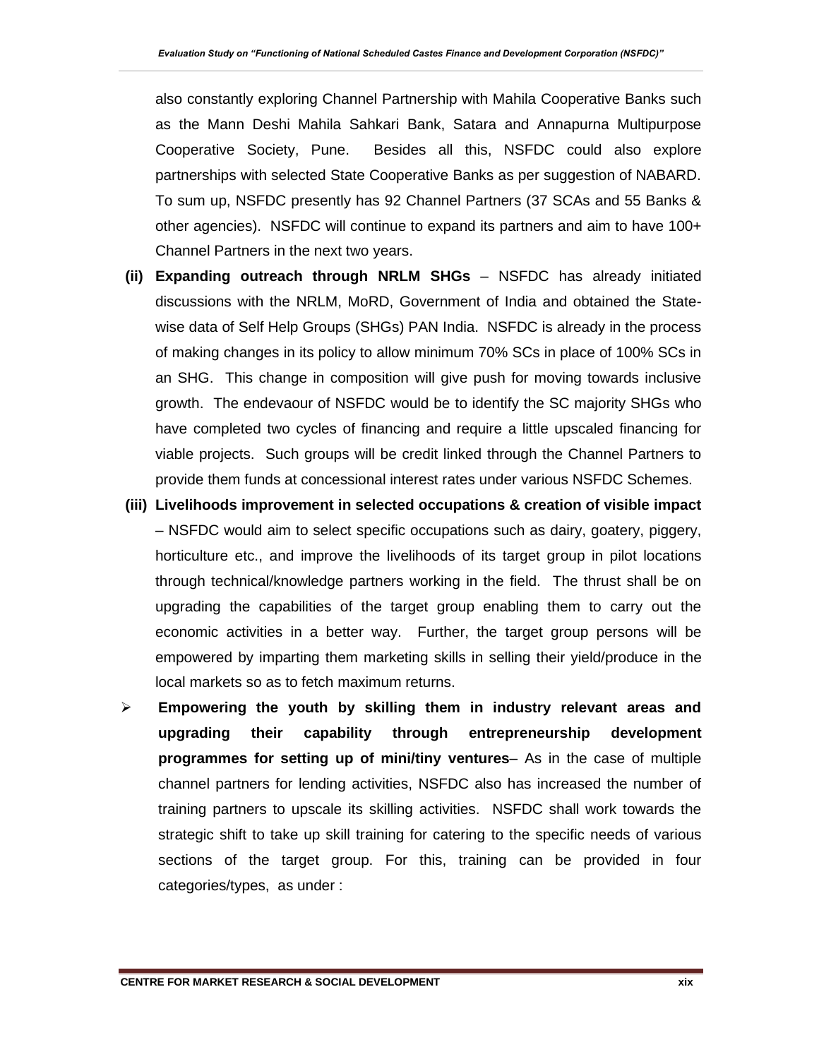also constantly exploring Channel Partnership with Mahila Cooperative Banks such as the Mann Deshi Mahila Sahkari Bank, Satara and Annapurna Multipurpose Cooperative Society, Pune. Besides all this, NSFDC could also explore partnerships with selected State Cooperative Banks as per suggestion of NABARD. To sum up, NSFDC presently has 92 Channel Partners (37 SCAs and 55 Banks & other agencies). NSFDC will continue to expand its partners and aim to have 100+ Channel Partners in the next two years.

**(ii) Expanding outreach through NRLM SHGs** – NSFDC has already initiated discussions with the NRLM, MoRD, Government of India and obtained the State-wise data of Self Help Groups (SHGs) PAN India. NSFDC is already in the process of making changes in its policy to allow minimum 70% SCs in place of 100% SCs in an SHG. This change in composition will give push for moving towards inclusive growth. The endevaour of NSFDC would be to identify the SC majority SHGs who have completed two cycles of financing and require a little upscaled financing for viable projects. Such groups will be credit linked through the Channel Partners to provide them funds at concessional interest rates under various NSFDC Schemes.

**(iii) Livelihoods improvement in selected occupations & creation of visible impact** – NSFDC would aim to select specific occupations such as dairy, goatery, piggery, horticulture etc., and improve the livelihoods of its target group in pilot locations through technical/knowledge partners working in the field. The thrust shall be on upgrading the capabilities of the target group enabling them to carry out the economic activities in a better way. Further, the target group persons will be empowered by imparting them marketing skills in selling their yield/produce in the local markets so as to fetch maximum returns.

- **Empowering the youth by skilling them in industry relevant areas and upgrading their capability through entrepreneurship development programmes for setting up of mini/tiny ventures**– As in the case of multiple channel partners for lending activities, NSFDC also has increased the number of training partners to upscale its skilling activities. NSFDC shall work towards the strategic shift to take up skill training for catering to the specific needs of various sections of the target group. For this, training can be provided in four categories/types, as under :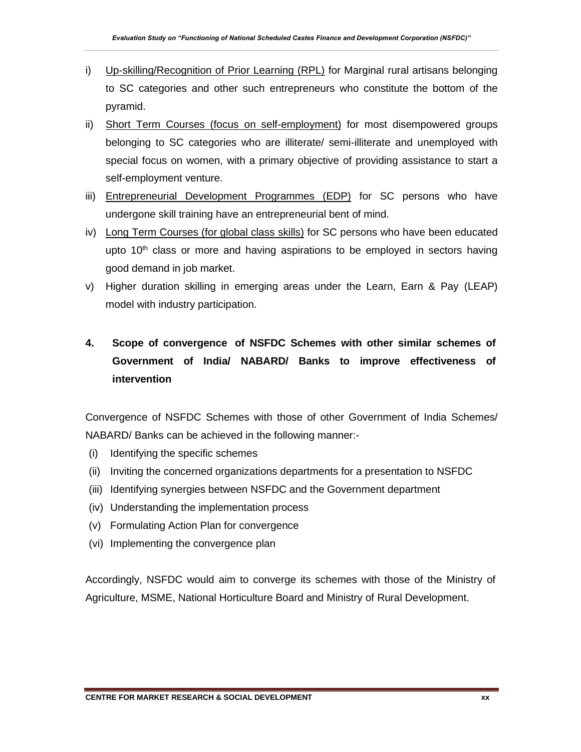i) Up-skilling/Recognition of Prior Learning (RPL) for Marginal rural artisans belonging to SC categories and other such entrepreneurs who constitute the bottom of the pyramid.

ii) Short Term Courses (focus on self-employment) for most disempowered groups belonging to SC categories who are illiterate/ semi-illiterate and unemployed with special focus on women, with a primary objective of providing assistance to start a self-employment venture.

iii) Entrepreneurial Development Programmes (EDP) for SC persons who have undergone skill training have an entrepreneurial bent of mind.

iv) Long Term Courses (for global class skills) for SC persons who have been educated upto 10th class or more and having aspirations to be employed in sectors having good demand in job market.

v) Higher duration skilling in emerging areas under the Learn, Earn & Pay (LEAP) model with industry participation.

## 4. Scope of convergence of NSFDC Schemes with other similar schemes of Government of India/ NABARD/ Banks to improve effectiveness of intervention

Convergence of NSFDC Schemes with those of other Government of India Schemes/ NABARD/ Banks can be achieved in the following manner:-

(i) Identifying the specific schemes
(ii) Inviting the concerned organizations departments for a presentation to NSFDC
(iii) Identifying synergies between NSFDC and the Government department
(iv) Understanding the implementation process
(v) Formulating Action Plan for convergence
(vi) Implementing the convergence plan

Accordingly, NSFDC would aim to converge its schemes with those of the Ministry of Agriculture, MSME, National Horticulture Board and Ministry of Rural Development.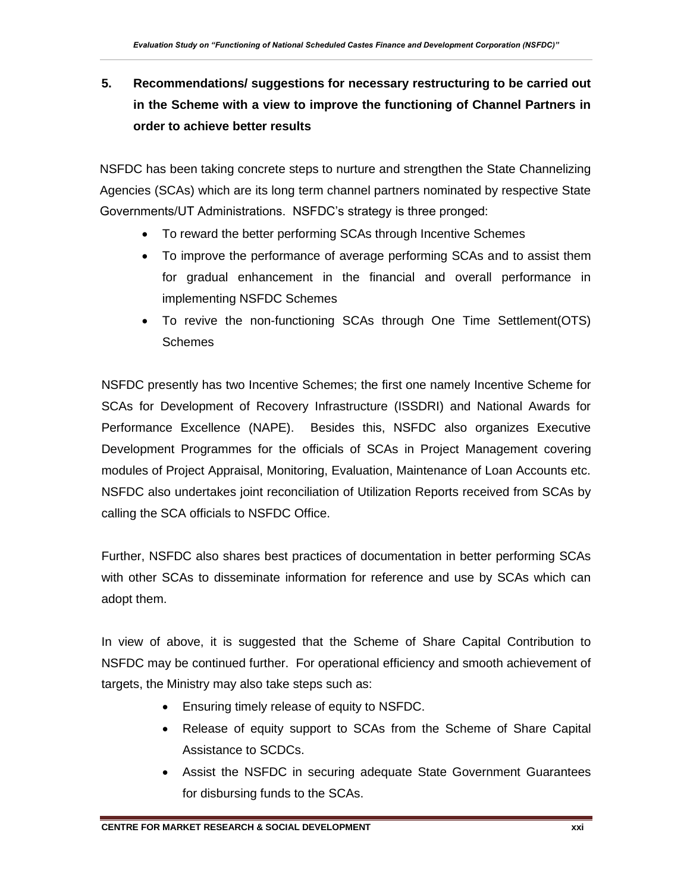## 5. Recommendations/ suggestions for necessary restructuring to be carried out in the Scheme with a view to improve the functioning of Channel Partners in order to achieve better results

NSFDC has been taking concrete steps to nurture and strengthen the State Channelizing Agencies (SCAs) which are its long term channel partners nominated by respective State Governments/UT Administrations. NSFDC's strategy is three pronged:

- To reward the better performing SCAs through Incentive Schemes
- To improve the performance of average performing SCAs and to assist them for gradual enhancement in the financial and overall performance in implementing NSFDC Schemes
- To revive the non-functioning SCAs through One Time Settlement(OTS) Schemes

NSFDC presently has two Incentive Schemes; the first one namely Incentive Scheme for SCAs for Development of Recovery Infrastructure (ISSDRI) and National Awards for Performance Excellence (NAPE). Besides this, NSFDC also organizes Executive Development Programmes for the officials of SCAs in Project Management covering modules of Project Appraisal, Monitoring, Evaluation, Maintenance of Loan Accounts etc. NSFDC also undertakes joint reconciliation of Utilization Reports received from SCAs by calling the SCA officials to NSFDC Office.

Further, NSFDC also shares best practices of documentation in better performing SCAs with other SCAs to disseminate information for reference and use by SCAs which can adopt them.

In view of above, it is suggested that the Scheme of Share Capital Contribution to NSFDC may be continued further. For operational efficiency and smooth achievement of targets, the Ministry may also take steps such as:

- Ensuring timely release of equity to NSFDC.
- Release of equity support to SCAs from the Scheme of Share Capital Assistance to SCDCs.
- Assist the NSFDC in securing adequate State Government Guarantees for disbursing funds to the SCAs.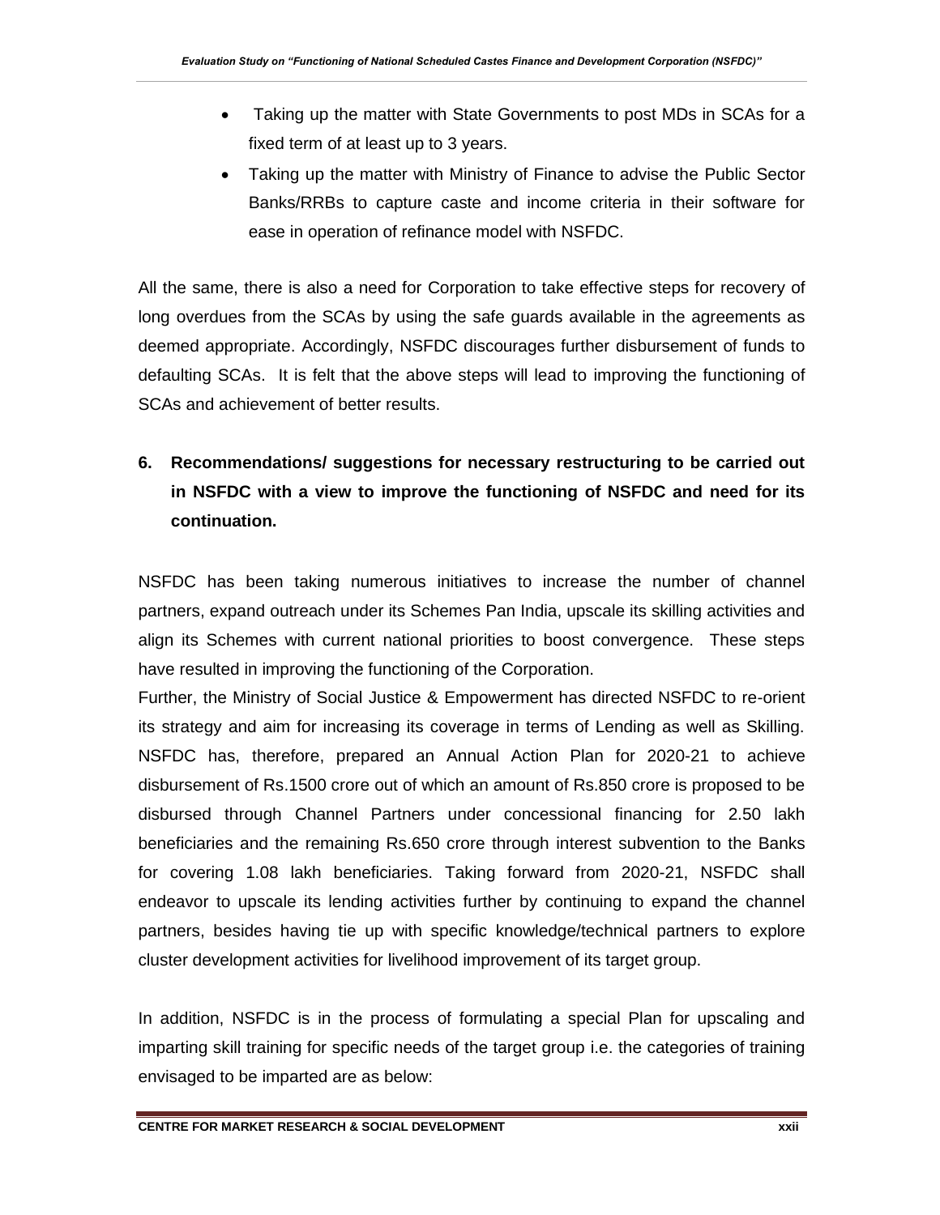- Taking up the matter with State Governments to post MDs in SCAs for a fixed term of at least up to 3 years.
- Taking up the matter with Ministry of Finance to advise the Public Sector Banks/RRBs to capture caste and income criteria in their software for ease in operation of refinance model with NSFDC.

All the same, there is also a need for Corporation to take effective steps for recovery of long overdues from the SCAs by using the safe guards available in the agreements as deemed appropriate. Accordingly, NSFDC discourages further disbursement of funds to defaulting SCAs. It is felt that the above steps will lead to improving the functioning of SCAs and achievement of better results.

## 6. Recommendations/ suggestions for necessary restructuring to be carried out in NSFDC with a view to improve the functioning of NSFDC and need for its continuation.

NSFDC has been taking numerous initiatives to increase the number of channel partners, expand outreach under its Schemes Pan India, upscale its skilling activities and align its Schemes with current national priorities to boost convergence. These steps have resulted in improving the functioning of the Corporation.

Further, the Ministry of Social Justice & Empowerment has directed NSFDC to re-orient its strategy and aim for increasing its coverage in terms of Lending as well as Skilling. NSFDC has, therefore, prepared an Annual Action Plan for 2020-21 to achieve disbursement of Rs.1500 crore out of which an amount of Rs.850 crore is proposed to be disbursed through Channel Partners under concessional financing for 2.50 lakh beneficiaries and the remaining Rs.650 crore through interest subvention to the Banks for covering 1.08 lakh beneficiaries. Taking forward from 2020-21, NSFDC shall endeavor to upscale its lending activities further by continuing to expand the channel partners, besides having tie up with specific knowledge/technical partners to explore cluster development activities for livelihood improvement of its target group.

In addition, NSFDC is in the process of formulating a special Plan for upscaling and imparting skill training for specific needs of the target group i.e. the categories of training envisaged to be imparted are as below: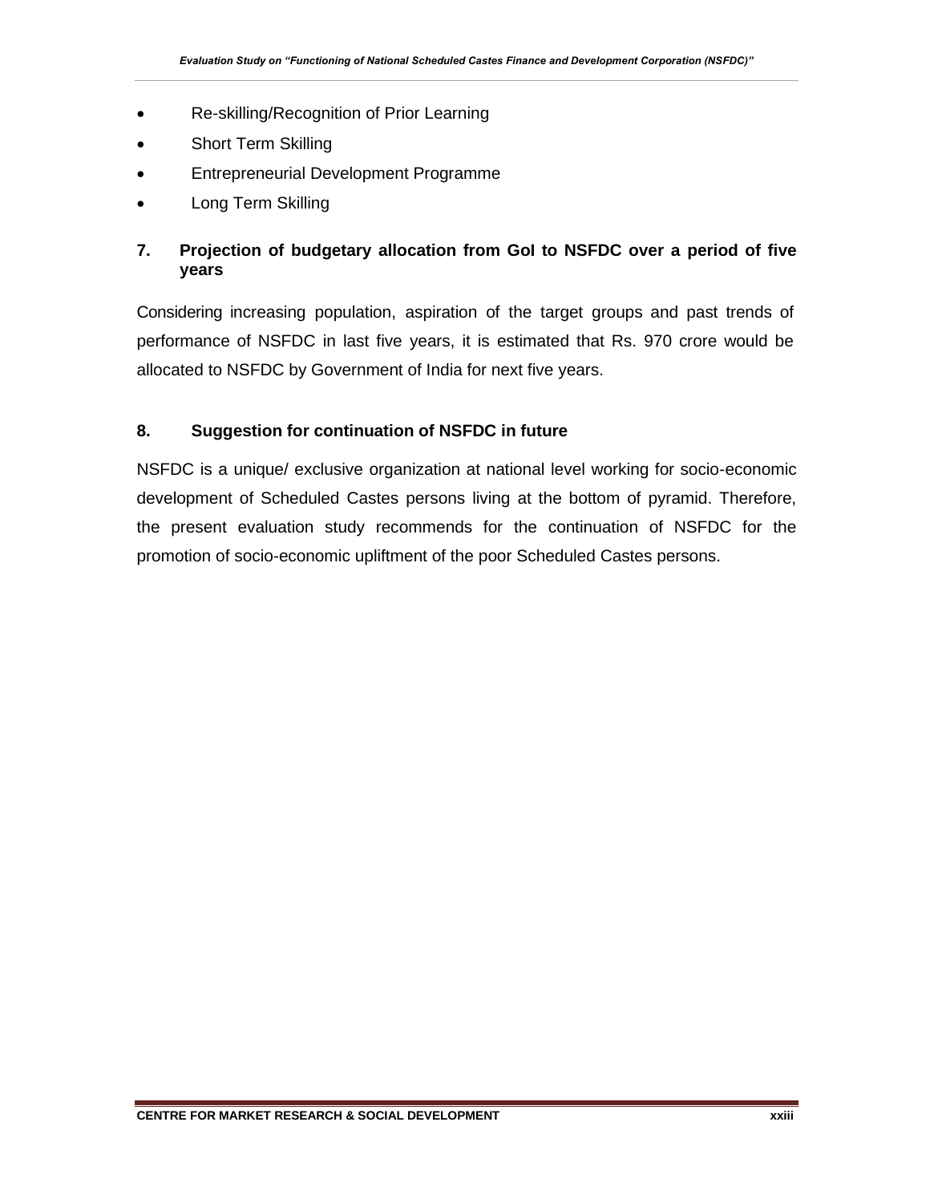- Re-skilling/Recognition of Prior Learning
- Short Term Skilling
- Entrepreneurial Development Programme
- Long Term Skilling

### 7. Projection of budgetary allocation from GoI to NSFDC over a period of five years

Considering increasing population, aspiration of the target groups and past trends of performance of NSFDC in last five years, it is estimated that Rs. 970 crore would be allocated to NSFDC by Government of India for next five years.

### 8. Suggestion for continuation of NSFDC in future

NSFDC is a unique/ exclusive organization at national level working for socio-economic development of Scheduled Castes persons living at the bottom of pyramid. Therefore, the present evaluation study recommends for the continuation of NSFDC for the promotion of socio-economic upliftment of the poor Scheduled Castes persons.